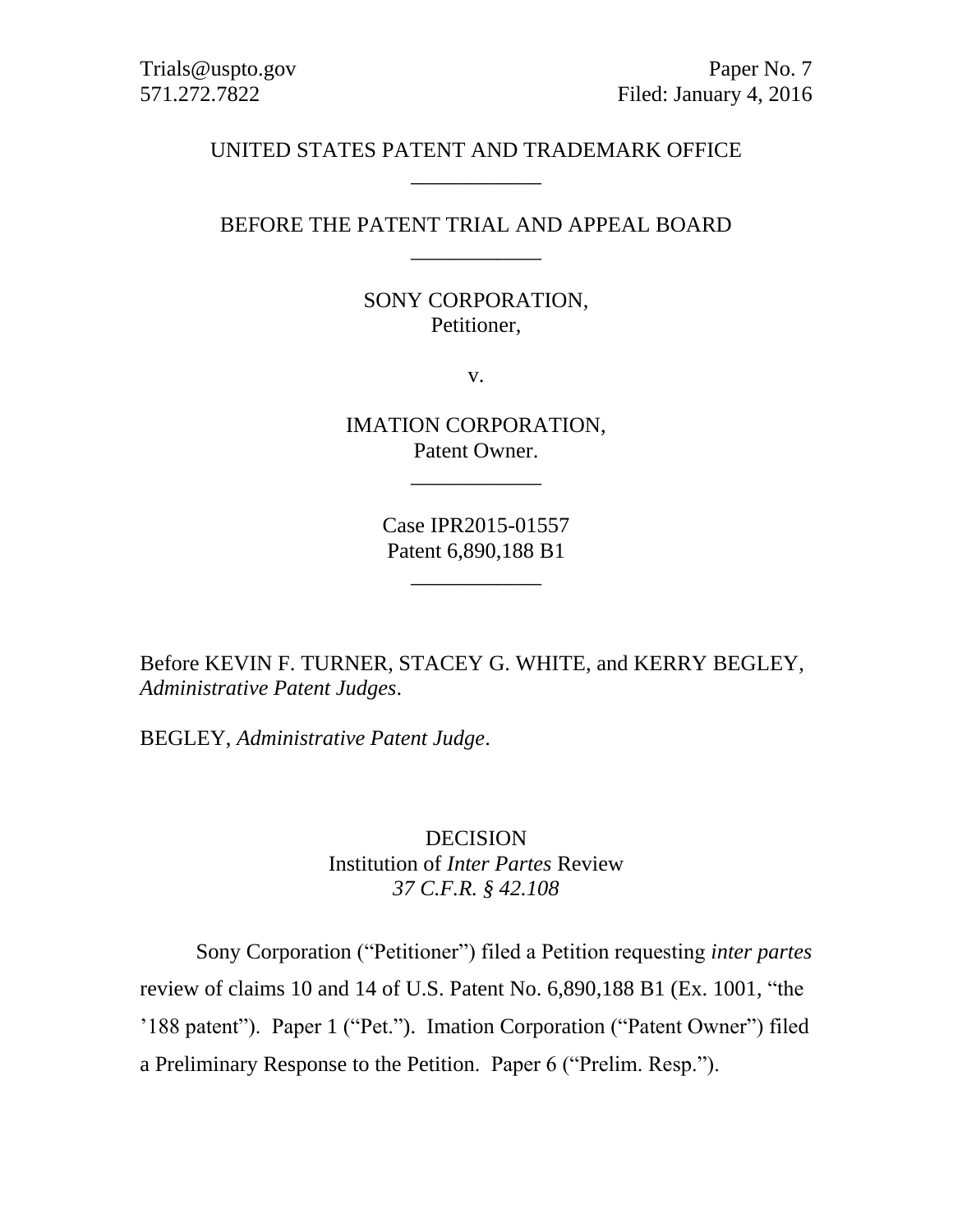Trials@uspto.gov
571.272.7822

Paper No. 7
Filed: January 4, 2016

UNITED STATES PATENT AND TRADEMARK OFFICE

____________

BEFORE THE PATENT TRIAL AND APPEAL BOARD

____________

SONY CORPORATION,
Petitioner,

v.

IMATION CORPORATION,
Patent Owner.

____________

Case IPR2015-01557
Patent 6,890,188 B1

____________

Before KEVIN F. TURNER, STACEY G. WHITE, and KERRY BEGLEY, *Administrative Patent Judges*.

BEGLEY, *Administrative Patent Judge*.

DECISION
Institution of *Inter Partes* Review
*37 C.F.R. § 42.108*

Sony Corporation ("Petitioner") filed a Petition requesting *inter partes* review of claims 10 and 14 of U.S. Patent No. 6,890,188 B1 (Ex. 1001, "the '188 patent"). Paper 1 ("Pet."). Imation Corporation ("Patent Owner") filed a Preliminary Response to the Petition. Paper 6 ("Prelim. Resp.").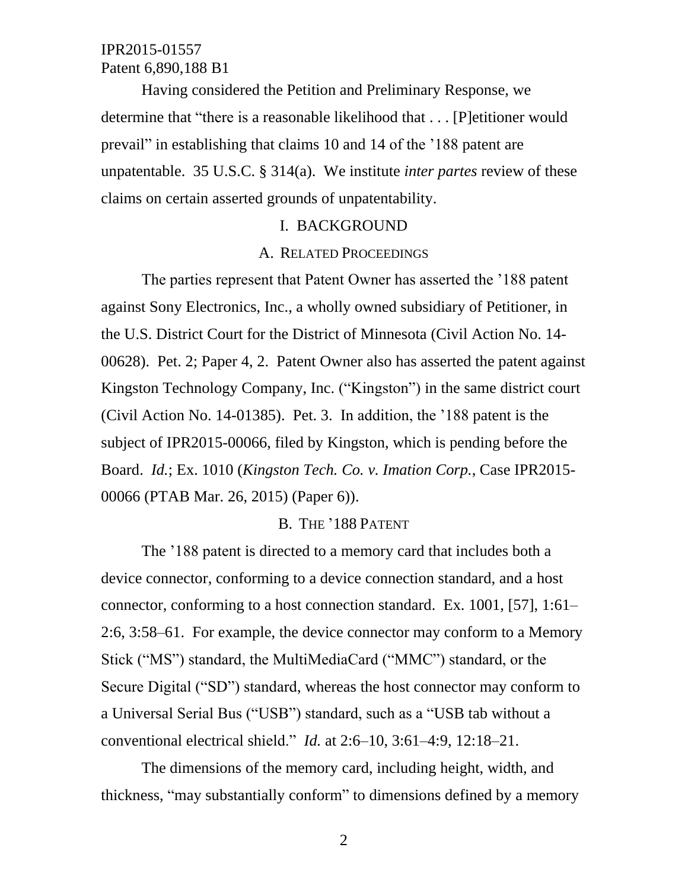Having considered the Petition and Preliminary Response, we determine that "there is a reasonable likelihood that . . . [P]etitioner would prevail" in establishing that claims 10 and 14 of the '188 patent are unpatentable. 35 U.S.C. § 314(a). We institute *inter partes* review of these claims on certain asserted grounds of unpatentability.

# I. BACKGROUND

## A. RELATED PROCEEDINGS

The parties represent that Patent Owner has asserted the '188 patent against Sony Electronics, Inc., a wholly owned subsidiary of Petitioner, in the U.S. District Court for the District of Minnesota (Civil Action No. 14-00628). Pet. 2; Paper 4, 2. Patent Owner also has asserted the patent against Kingston Technology Company, Inc. ("Kingston") in the same district court (Civil Action No. 14-01385). Pet. 3. In addition, the '188 patent is the subject of IPR2015-00066, filed by Kingston, which is pending before the Board. *Id.*; Ex. 1010 (*Kingston Tech. Co. v. Imation Corp.*, Case IPR2015-00066 (PTAB Mar. 26, 2015) (Paper 6)).

## B. THE '188 PATENT

The '188 patent is directed to a memory card that includes both a device connector, conforming to a device connection standard, and a host connector, conforming to a host connection standard. Ex. 1001, [57], 1:61–2:6, 3:58–61. For example, the device connector may conform to a Memory Stick ("MS") standard, the MultiMediaCard ("MMC") standard, or the Secure Digital ("SD") standard, whereas the host connector may conform to a Universal Serial Bus ("USB") standard, such as a "USB tab without a conventional electrical shield." *Id.* at 2:6–10, 3:61–4:9, 12:18–21.

The dimensions of the memory card, including height, width, and thickness, "may substantially conform" to dimensions defined by a memory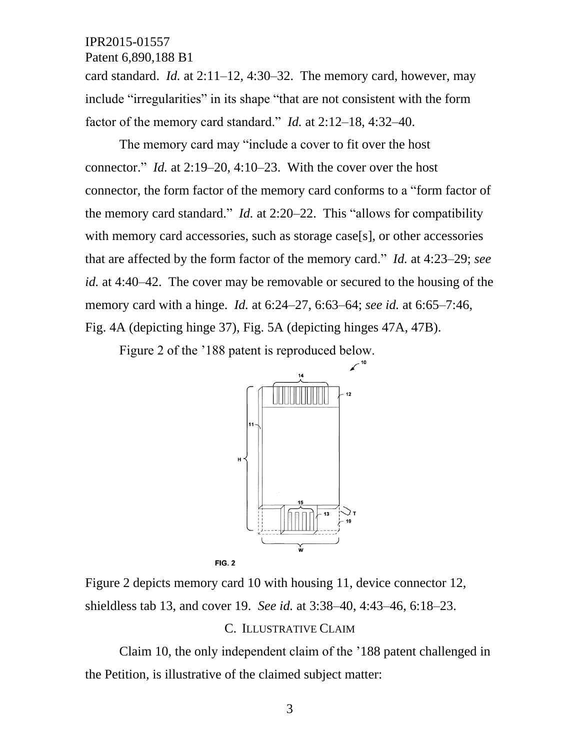card standard. *Id.* at 2:11–12, 4:30–32. The memory card, however, may include "irregularities" in its shape "that are not consistent with the form factor of the memory card standard." *Id.* at 2:12–18, 4:32–40.

The memory card may "include a cover to fit over the host connector." *Id.* at 2:19–20, 4:10–23. With the cover over the host connector, the form factor of the memory card conforms to a "form factor of the memory card standard." *Id.* at 2:20–22. This "allows for compatibility with memory card accessories, such as storage case[s], or other accessories that are affected by the form factor of the memory card." *Id.* at 4:23–29; *see id.* at 4:40–42. The cover may be removable or secured to the housing of the memory card with a hinge. *Id.* at 6:24–27, 6:63–64; *see id.* at 6:65–7:46, Fig. 4A (depicting hinge 37), Fig. 5A (depicting hinges 47A, 47B).

Figure 2 of the '188 patent is reproduced below.

FIG. 2

Figure 2 depicts memory card 10 with housing 11, device connector 12, shieldless tab 13, and cover 19. *See id.* at 3:38–40, 4:43–46, 6:18–23.

### C. ILLUSTRATIVE CLAIM

Claim 10, the only independent claim of the '188 patent challenged in the Petition, is illustrative of the claimed subject matter: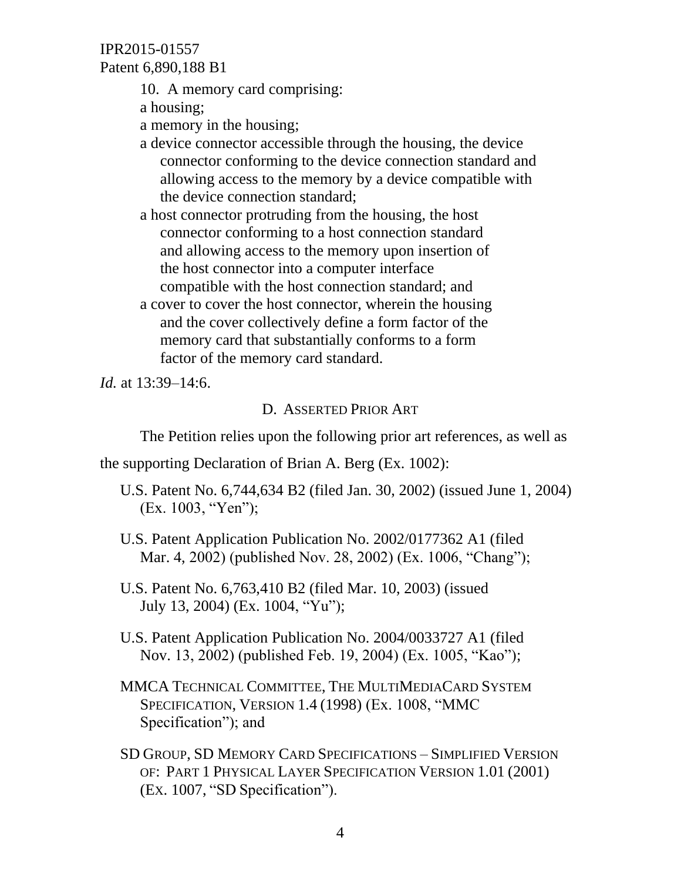> 10. A memory card comprising:
>
> a housing;
>
> a memory in the housing;
>
> a device connector accessible through the housing, the device connector conforming to the device connection standard and allowing access to the memory by a device compatible with the device connection standard;
>
> a host connector protruding from the housing, the host connector conforming to a host connection standard and allowing access to the memory upon insertion of the host connector into a computer interface compatible with the host connection standard; and
>
> a cover to cover the host connector, wherein the housing and the cover collectively define a form factor of the memory card that substantially conforms to a form factor of the memory card standard.

*Id.* at 13:39–14:6.

### D. ASSERTED PRIOR ART

The Petition relies upon the following prior art references, as well as the supporting Declaration of Brian A. Berg (Ex. 1002):

- U.S. Patent No. 6,744,634 B2 (filed Jan. 30, 2002) (issued June 1, 2004) (Ex. 1003, "Yen");
- U.S. Patent Application Publication No. 2002/0177362 A1 (filed Mar. 4, 2002) (published Nov. 28, 2002) (Ex. 1006, "Chang");
- U.S. Patent No. 6,763,410 B2 (filed Mar. 10, 2003) (issued July 13, 2004) (Ex. 1004, "Yu");
- U.S. Patent Application Publication No. 2004/0033727 A1 (filed Nov. 13, 2002) (published Feb. 19, 2004) (Ex. 1005, "Kao");
- MMCA TECHNICAL COMMITTEE, THE MULTIMEDIACARD SYSTEM SPECIFICATION, VERSION 1.4 (1998) (Ex. 1008, "MMC Specification"); and
- SD GROUP, SD MEMORY CARD SPECIFICATIONS – SIMPLIFIED VERSION OF: PART 1 PHYSICAL LAYER SPECIFICATION VERSION 1.01 (2001) (EX. 1007, "SD Specification").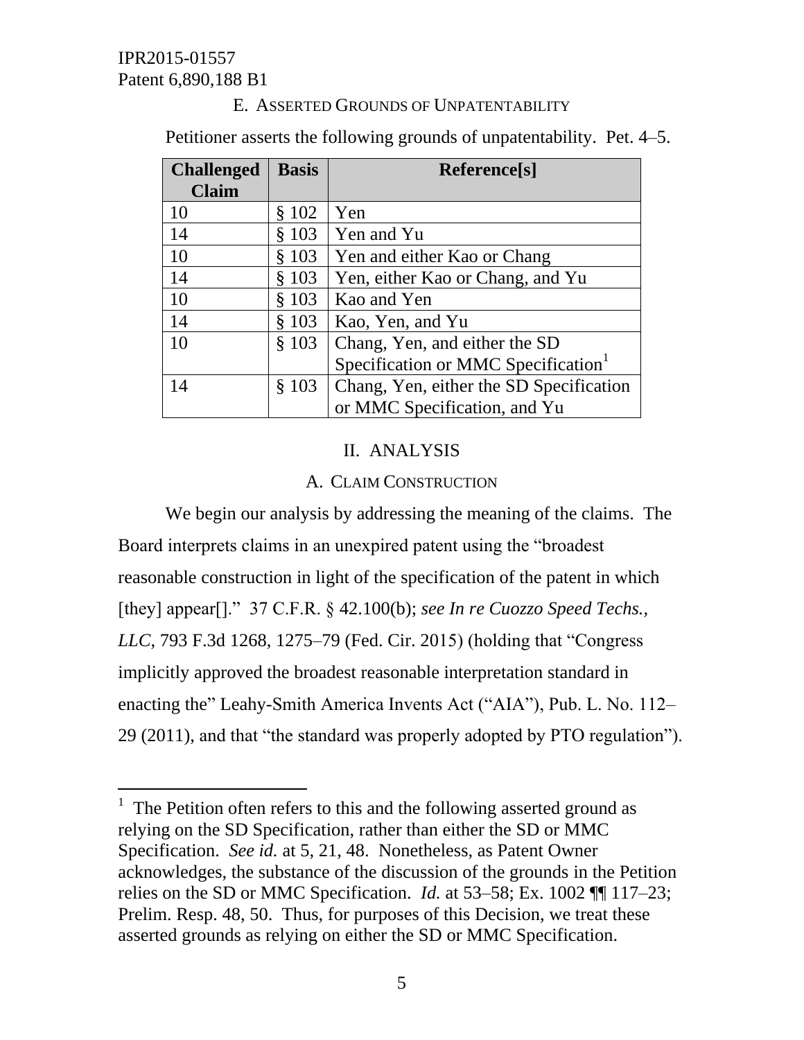### E. ASSERTED GROUNDS OF UNPATENTABILITY

Petitioner asserts the following grounds of unpatentability. Pet. 4–5.

| Challenged Claim | Basis | Reference[s] |
|---|---|---|
| 10 | § 102 | Yen |
| 14 | § 103 | Yen and Yu |
| 10 | § 103 | Yen and either Kao or Chang |
| 14 | § 103 | Yen, either Kao or Chang, and Yu |
| 10 | § 103 | Kao and Yen |
| 14 | § 103 | Kao, Yen, and Yu |
| 10 | § 103 | Chang, Yen, and either the SD Specification or MMC Specification[1] |
| 14 | § 103 | Chang, Yen, either the SD Specification or MMC Specification, and Yu |

## II. ANALYSIS

### A. CLAIM CONSTRUCTION

We begin our analysis by addressing the meaning of the claims. The Board interprets claims in an unexpired patent using the "broadest reasonable construction in light of the specification of the patent in which [they] appear[]." 37 C.F.R. § 42.100(b); *see In re Cuozzo Speed Techs., LLC*, 793 F.3d 1268, 1275–79 (Fed. Cir. 2015) (holding that "Congress implicitly approved the broadest reasonable interpretation standard in enacting the" Leahy-Smith America Invents Act ("AIA"), Pub. L. No. 112–29 (2011), and that "the standard was properly adopted by PTO regulation").

---

[1] The Petition often refers to this and the following asserted ground as relying on the SD Specification, rather than either the SD or MMC Specification. *See id.* at 5, 21, 48. Nonetheless, as Patent Owner acknowledges, the substance of the discussion of the grounds in the Petition relies on the SD or MMC Specification. *Id.* at 53–58; Ex. 1002 ¶¶ 117–23; Prelim. Resp. 48, 50. Thus, for purposes of this Decision, we treat these asserted grounds as relying on either the SD or MMC Specification.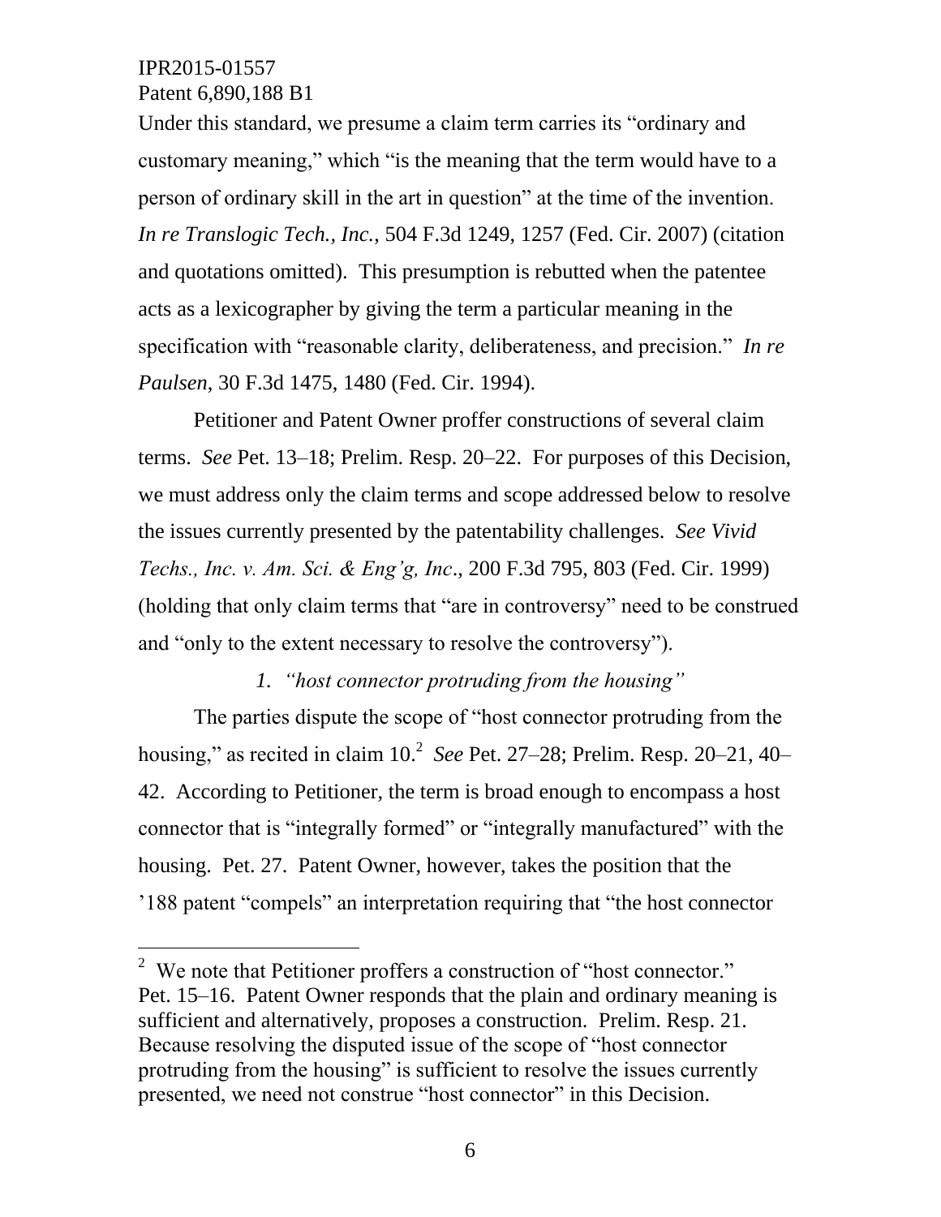Under this standard, we presume a claim term carries its "ordinary and customary meaning," which "is the meaning that the term would have to a person of ordinary skill in the art in question" at the time of the invention. *In re Translogic Tech., Inc.*, 504 F.3d 1249, 1257 (Fed. Cir. 2007) (citation and quotations omitted). This presumption is rebutted when the patentee acts as a lexicographer by giving the term a particular meaning in the specification with "reasonable clarity, deliberateness, and precision." *In re Paulsen*, 30 F.3d 1475, 1480 (Fed. Cir. 1994).

Petitioner and Patent Owner proffer constructions of several claim terms. *See* Pet. 13–18; Prelim. Resp. 20–22. For purposes of this Decision, we must address only the claim terms and scope addressed below to resolve the issues currently presented by the patentability challenges. *See Vivid Techs., Inc. v. Am. Sci. & Eng'g, Inc*., 200 F.3d 795, 803 (Fed. Cir. 1999) (holding that only claim terms that "are in controversy" need to be construed and "only to the extent necessary to resolve the controversy").

### 1. *"host connector protruding from the housing"*

The parties dispute the scope of "host connector protruding from the housing," as recited in claim 10.[2] *See* Pet. 27–28; Prelim. Resp. 20–21, 40–42. According to Petitioner, the term is broad enough to encompass a host connector that is "integrally formed" or "integrally manufactured" with the housing. Pet. 27. Patent Owner, however, takes the position that the '188 patent "compels" an interpretation requiring that "the host connector

[2] We note that Petitioner proffers a construction of "host connector." Pet. 15–16. Patent Owner responds that the plain and ordinary meaning is sufficient and alternatively, proposes a construction. Prelim. Resp. 21. Because resolving the disputed issue of the scope of "host connector protruding from the housing" is sufficient to resolve the issues currently presented, we need not construe "host connector" in this Decision.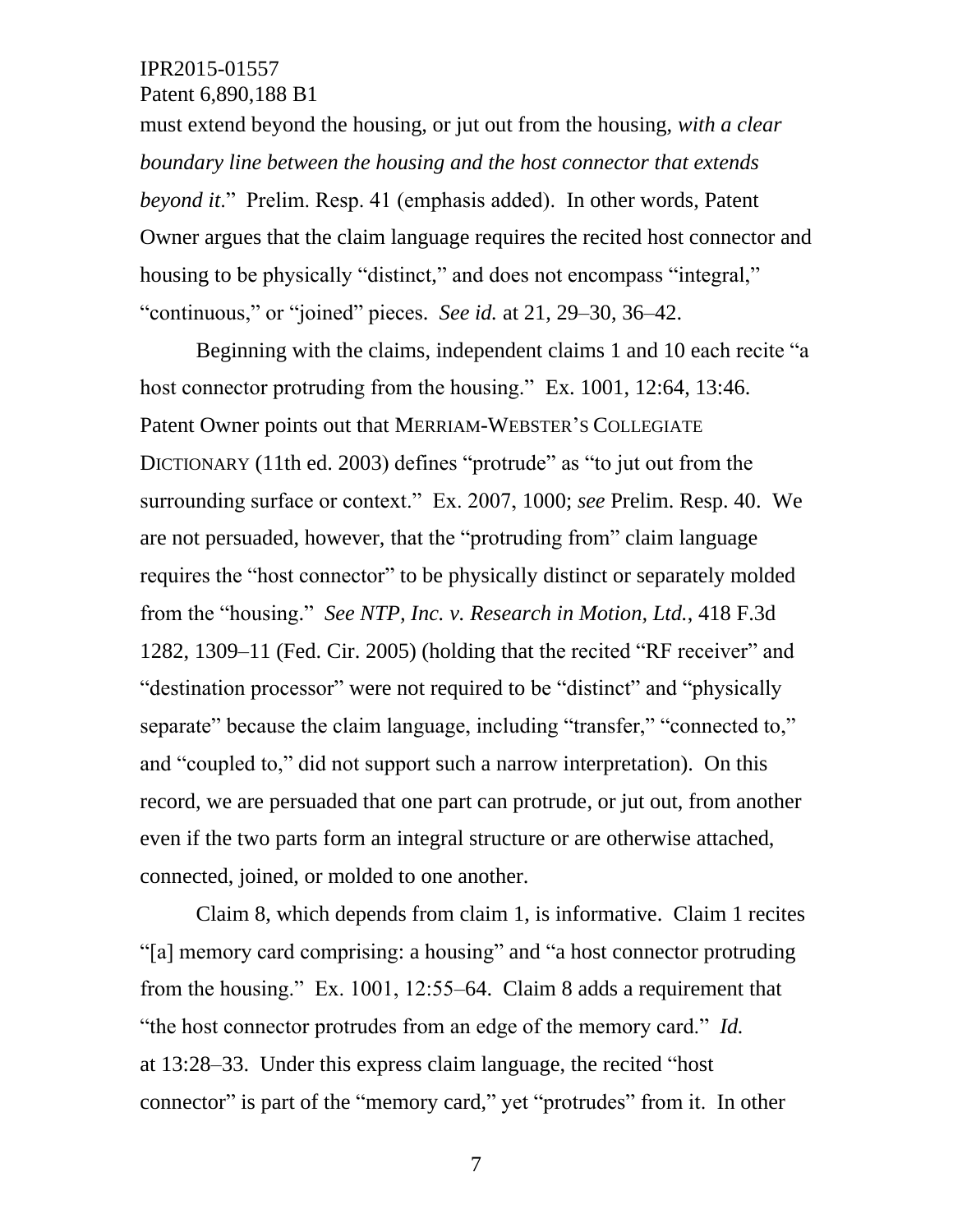must extend beyond the housing, or jut out from the housing, *with a clear boundary line between the housing and the host connector that extends beyond it*." Prelim. Resp. 41 (emphasis added). In other words, Patent Owner argues that the claim language requires the recited host connector and housing to be physically "distinct," and does not encompass "integral," "continuous," or "joined" pieces. *See id.* at 21, 29–30, 36–42.

Beginning with the claims, independent claims 1 and 10 each recite "a host connector protruding from the housing." Ex. 1001, 12:64, 13:46. Patent Owner points out that MERRIAM-WEBSTER'S COLLEGIATE DICTIONARY (11th ed. 2003) defines "protrude" as "to jut out from the surrounding surface or context." Ex. 2007, 1000; *see* Prelim. Resp. 40. We are not persuaded, however, that the "protruding from" claim language requires the "host connector" to be physically distinct or separately molded from the "housing." *See NTP, Inc. v. Research in Motion, Ltd.*, 418 F.3d 1282, 1309–11 (Fed. Cir. 2005) (holding that the recited "RF receiver" and "destination processor" were not required to be "distinct" and "physically separate" because the claim language, including "transfer," "connected to," and "coupled to," did not support such a narrow interpretation). On this record, we are persuaded that one part can protrude, or jut out, from another even if the two parts form an integral structure or are otherwise attached, connected, joined, or molded to one another.

Claim 8, which depends from claim 1, is informative. Claim 1 recites "[a] memory card comprising: a housing" and "a host connector protruding from the housing." Ex. 1001, 12:55–64. Claim 8 adds a requirement that "the host connector protrudes from an edge of the memory card." *Id.* at 13:28–33. Under this express claim language, the recited "host connector" is part of the "memory card," yet "protrudes" from it. In other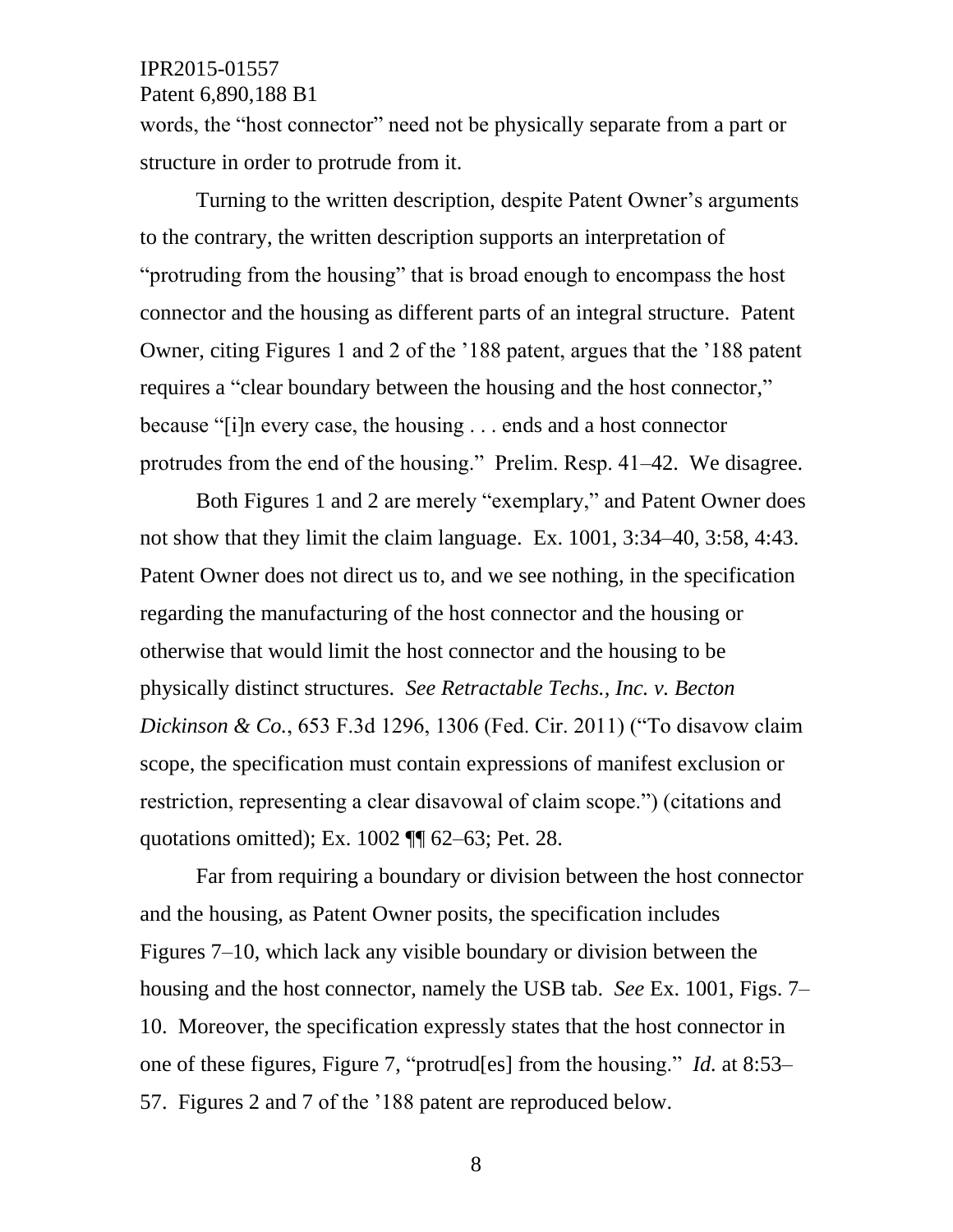words, the "host connector" need not be physically separate from a part or structure in order to protrude from it.

Turning to the written description, despite Patent Owner's arguments to the contrary, the written description supports an interpretation of "protruding from the housing" that is broad enough to encompass the host connector and the housing as different parts of an integral structure. Patent Owner, citing Figures 1 and 2 of the '188 patent, argues that the '188 patent requires a "clear boundary between the housing and the host connector," because "[i]n every case, the housing . . . ends and a host connector protrudes from the end of the housing." Prelim. Resp. 41–42. We disagree.

Both Figures 1 and 2 are merely "exemplary," and Patent Owner does not show that they limit the claim language. Ex. 1001, 3:34–40, 3:58, 4:43. Patent Owner does not direct us to, and we see nothing, in the specification regarding the manufacturing of the host connector and the housing or otherwise that would limit the host connector and the housing to be physically distinct structures. *See Retractable Techs., Inc. v. Becton Dickinson & Co.*, 653 F.3d 1296, 1306 (Fed. Cir. 2011) ("To disavow claim scope, the specification must contain expressions of manifest exclusion or restriction, representing a clear disavowal of claim scope.") (citations and quotations omitted); Ex. 1002 ¶¶ 62–63; Pet. 28.

Far from requiring a boundary or division between the host connector and the housing, as Patent Owner posits, the specification includes Figures 7–10, which lack any visible boundary or division between the housing and the host connector, namely the USB tab. *See* Ex. 1001, Figs. 7–10. Moreover, the specification expressly states that the host connector in one of these figures, Figure 7, "protrud[es] from the housing." *Id.* at 8:53–57. Figures 2 and 7 of the '188 patent are reproduced below.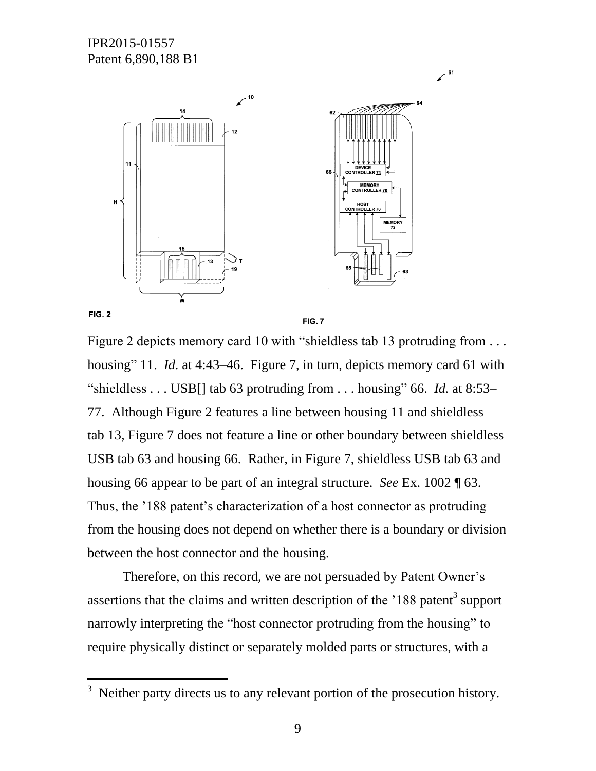FIG. 2

FIG. 7

Figure 2 depicts memory card 10 with "shieldless tab 13 protruding from . . . housing" 11. *Id.* at 4:43–46. Figure 7, in turn, depicts memory card 61 with "shieldless . . . USB[] tab 63 protruding from . . . housing" 66. *Id.* at 8:53–77. Although Figure 2 features a line between housing 11 and shieldless tab 13, Figure 7 does not feature a line or other boundary between shieldless USB tab 63 and housing 66. Rather, in Figure 7, shieldless USB tab 63 and housing 66 appear to be part of an integral structure. *See* Ex. 1002 ¶ 63. Thus, the '188 patent's characterization of a host connector as protruding from the housing does not depend on whether there is a boundary or division between the host connector and the housing.

Therefore, on this record, we are not persuaded by Patent Owner's assertions that the claims and written description of the '188 patent[3] support narrowly interpreting the "host connector protruding from the housing" to require physically distinct or separately molded parts or structures, with a

---

[3] Neither party directs us to any relevant portion of the prosecution history.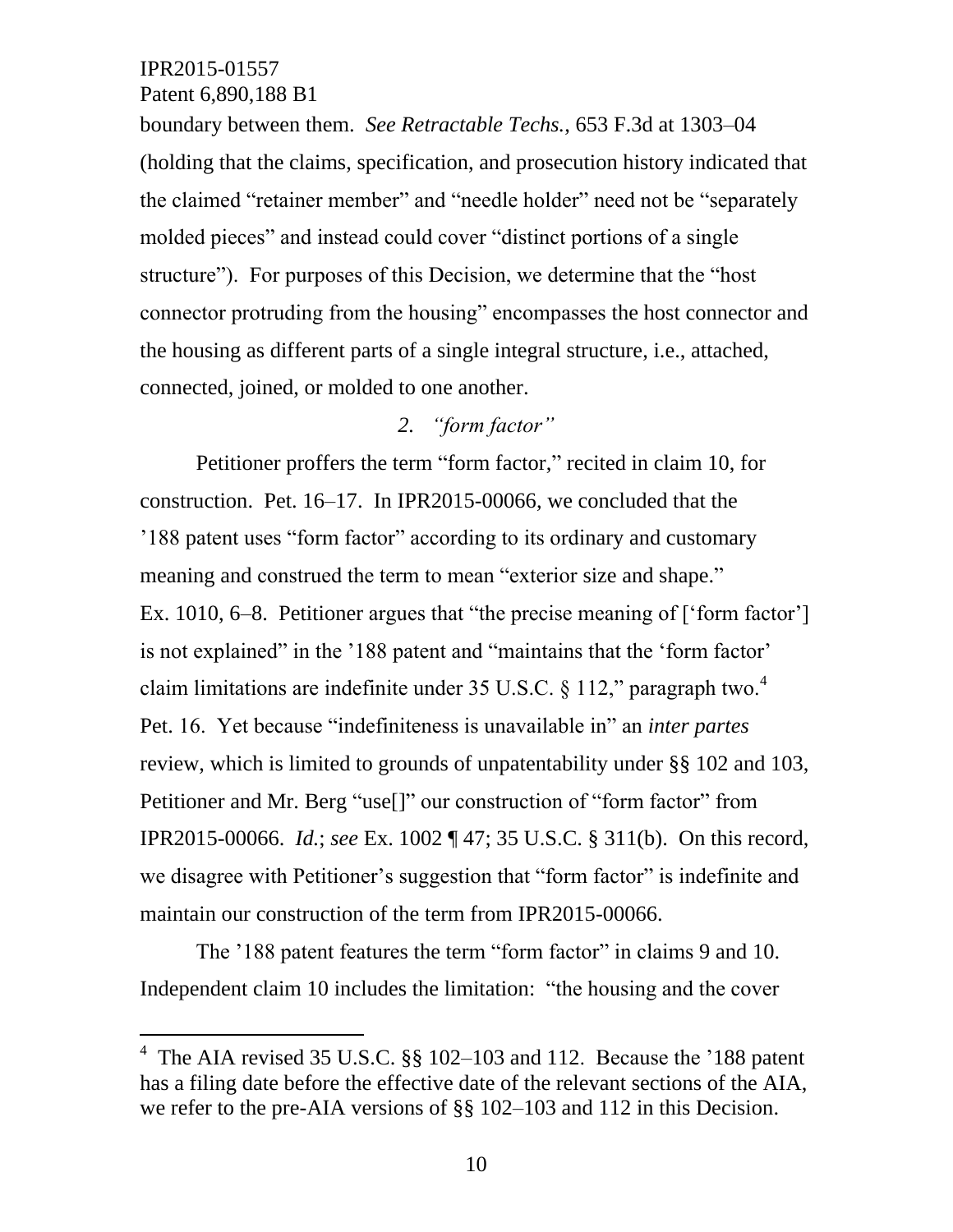boundary between them. *See Retractable Techs.*, 653 F.3d at 1303–04 (holding that the claims, specification, and prosecution history indicated that the claimed "retainer member" and "needle holder" need not be "separately molded pieces" and instead could cover "distinct portions of a single structure"). For purposes of this Decision, we determine that the "host connector protruding from the housing" encompasses the host connector and the housing as different parts of a single integral structure, i.e., attached, connected, joined, or molded to one another.

### *2. "form factor"*

Petitioner proffers the term "form factor," recited in claim 10, for construction. Pet. 16–17. In IPR2015-00066, we concluded that the '188 patent uses "form factor" according to its ordinary and customary meaning and construed the term to mean "exterior size and shape." Ex. 1010, 6–8. Petitioner argues that "the precise meaning of ['form factor'] is not explained" in the '188 patent and "maintains that the 'form factor' claim limitations are indefinite under 35 U.S.C. § 112," paragraph two.[4] Pet. 16. Yet because "indefiniteness is unavailable in" an *inter partes* review, which is limited to grounds of unpatentability under §§ 102 and 103, Petitioner and Mr. Berg "use[]" our construction of "form factor" from IPR2015-00066. *Id.*; *see* Ex. 1002 ¶ 47; 35 U.S.C. § 311(b). On this record, we disagree with Petitioner's suggestion that "form factor" is indefinite and maintain our construction of the term from IPR2015-00066.

The '188 patent features the term "form factor" in claims 9 and 10. Independent claim 10 includes the limitation: "the housing and the cover

---

[4] The AIA revised 35 U.S.C. §§ 102–103 and 112. Because the '188 patent has a filing date before the effective date of the relevant sections of the AIA, we refer to the pre-AIA versions of §§ 102–103 and 112 in this Decision.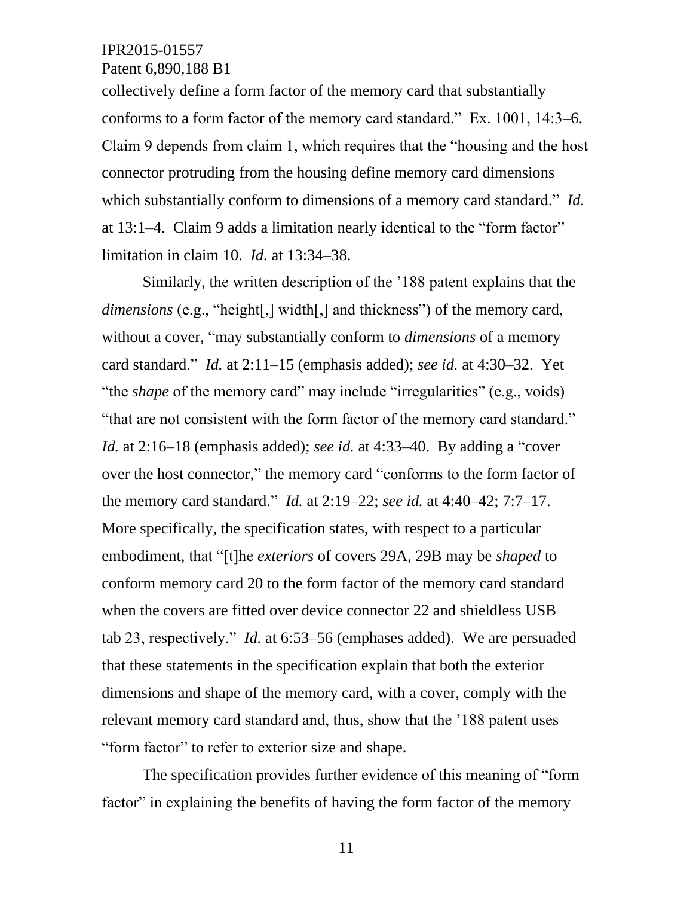collectively define a form factor of the memory card that substantially conforms to a form factor of the memory card standard." Ex. 1001, 14:3–6. Claim 9 depends from claim 1, which requires that the "housing and the host connector protruding from the housing define memory card dimensions which substantially conform to dimensions of a memory card standard." *Id.* at 13:1–4. Claim 9 adds a limitation nearly identical to the "form factor" limitation in claim 10. *Id.* at 13:34–38.

Similarly, the written description of the '188 patent explains that the *dimensions* (e.g., "height[,] width[,] and thickness") of the memory card, without a cover, "may substantially conform to *dimensions* of a memory card standard." *Id.* at 2:11–15 (emphasis added); *see id.* at 4:30–32. Yet "the *shape* of the memory card" may include "irregularities" (e.g., voids) "that are not consistent with the form factor of the memory card standard." *Id.* at 2:16–18 (emphasis added); *see id.* at 4:33–40. By adding a "cover over the host connector," the memory card "conforms to the form factor of the memory card standard." *Id.* at 2:19–22; *see id.* at 4:40–42; 7:7–17. More specifically, the specification states, with respect to a particular embodiment, that "[t]he *exteriors* of covers 29A, 29B may be *shaped* to conform memory card 20 to the form factor of the memory card standard when the covers are fitted over device connector 22 and shieldless USB tab 23, respectively." *Id.* at 6:53–56 (emphases added). We are persuaded that these statements in the specification explain that both the exterior dimensions and shape of the memory card, with a cover, comply with the relevant memory card standard and, thus, show that the '188 patent uses "form factor" to refer to exterior size and shape.

The specification provides further evidence of this meaning of "form factor" in explaining the benefits of having the form factor of the memory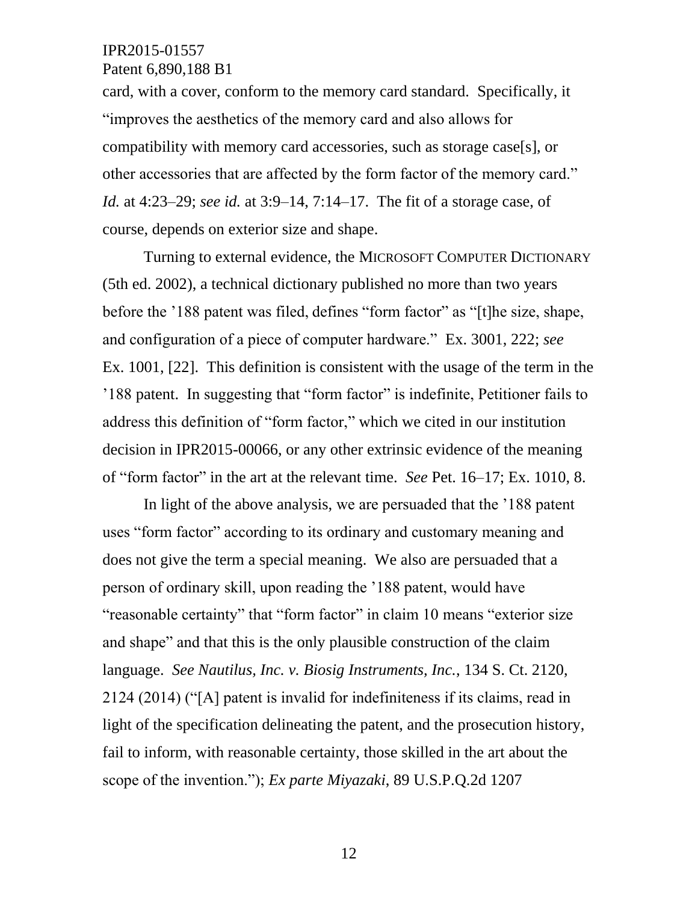card, with a cover, conform to the memory card standard. Specifically, it "improves the aesthetics of the memory card and also allows for compatibility with memory card accessories, such as storage case[s], or other accessories that are affected by the form factor of the memory card." *Id.* at 4:23–29; *see id.* at 3:9–14, 7:14–17. The fit of a storage case, of course, depends on exterior size and shape.

Turning to external evidence, the MICROSOFT COMPUTER DICTIONARY (5th ed. 2002), a technical dictionary published no more than two years before the '188 patent was filed, defines "form factor" as "[t]he size, shape, and configuration of a piece of computer hardware." Ex. 3001, 222; *see* Ex. 1001, [22]. This definition is consistent with the usage of the term in the '188 patent. In suggesting that "form factor" is indefinite, Petitioner fails to address this definition of "form factor," which we cited in our institution decision in IPR2015-00066, or any other extrinsic evidence of the meaning of "form factor" in the art at the relevant time. *See* Pet. 16–17; Ex. 1010, 8.

In light of the above analysis, we are persuaded that the '188 patent uses "form factor" according to its ordinary and customary meaning and does not give the term a special meaning. We also are persuaded that a person of ordinary skill, upon reading the '188 patent, would have "reasonable certainty" that "form factor" in claim 10 means "exterior size and shape" and that this is the only plausible construction of the claim language. *See Nautilus, Inc. v. Biosig Instruments, Inc.*, 134 S. Ct. 2120, 2124 (2014) ("[A] patent is invalid for indefiniteness if its claims, read in light of the specification delineating the patent, and the prosecution history, fail to inform, with reasonable certainty, those skilled in the art about the scope of the invention."); *Ex parte Miyazaki*, 89 U.S.P.Q.2d 1207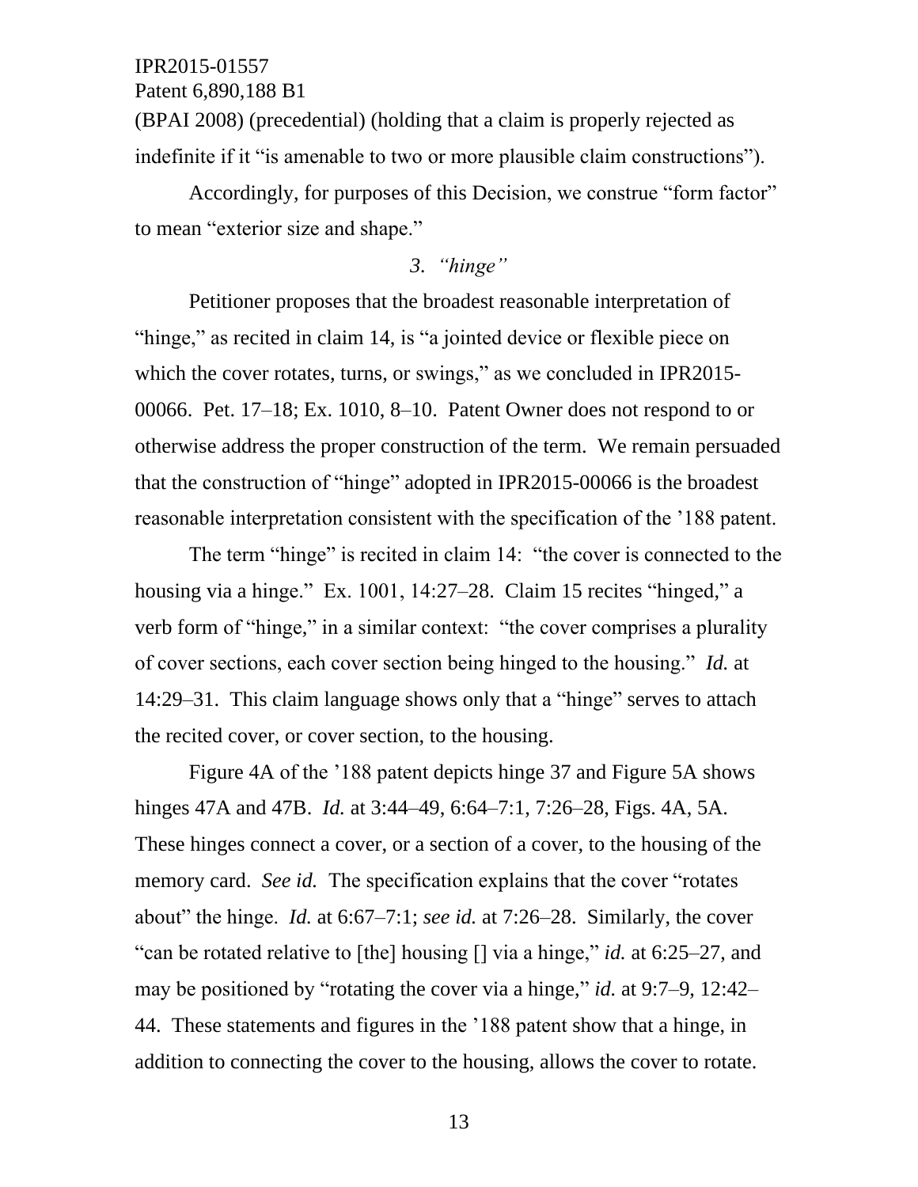(BPAI 2008) (precedential) (holding that a claim is properly rejected as indefinite if it "is amenable to two or more plausible claim constructions").

Accordingly, for purposes of this Decision, we construe "form factor" to mean "exterior size and shape."

### *3. "hinge"*

Petitioner proposes that the broadest reasonable interpretation of "hinge," as recited in claim 14, is "a jointed device or flexible piece on which the cover rotates, turns, or swings," as we concluded in IPR2015-00066. Pet. 17–18; Ex. 1010, 8–10. Patent Owner does not respond to or otherwise address the proper construction of the term. We remain persuaded that the construction of "hinge" adopted in IPR2015-00066 is the broadest reasonable interpretation consistent with the specification of the '188 patent.

The term "hinge" is recited in claim 14: "the cover is connected to the housing via a hinge." Ex. 1001, 14:27–28. Claim 15 recites "hinged," a verb form of "hinge," in a similar context: "the cover comprises a plurality of cover sections, each cover section being hinged to the housing." *Id.* at 14:29–31. This claim language shows only that a "hinge" serves to attach the recited cover, or cover section, to the housing.

Figure 4A of the '188 patent depicts hinge 37 and Figure 5A shows hinges 47A and 47B. *Id.* at 3:44–49, 6:64–7:1, 7:26–28, Figs. 4A, 5A. These hinges connect a cover, or a section of a cover, to the housing of the memory card. *See id.* The specification explains that the cover "rotates about" the hinge. *Id.* at 6:67–7:1; *see id.* at 7:26–28. Similarly, the cover "can be rotated relative to [the] housing [] via a hinge," *id.* at 6:25–27, and may be positioned by "rotating the cover via a hinge," *id.* at 9:7–9, 12:42–44. These statements and figures in the '188 patent show that a hinge, in addition to connecting the cover to the housing, allows the cover to rotate.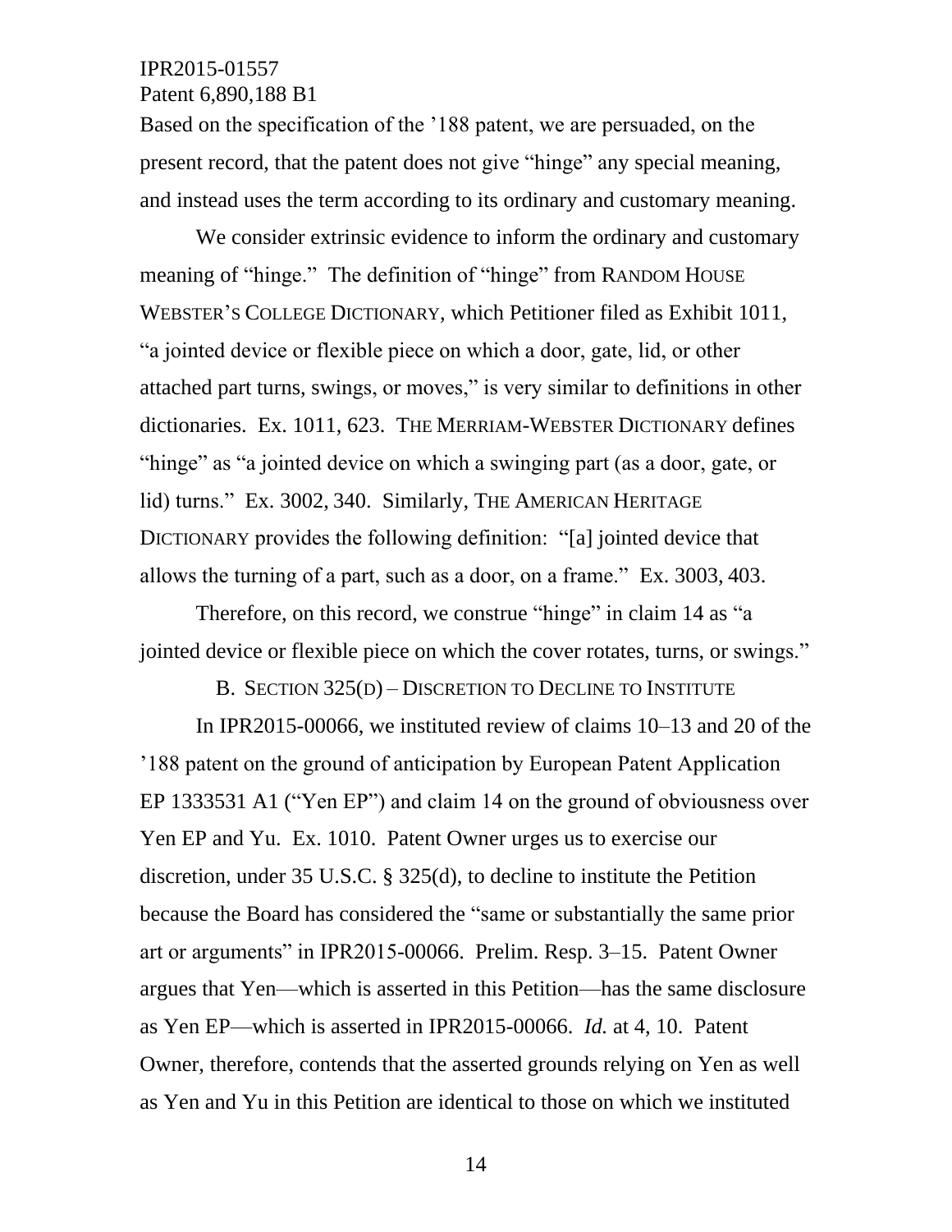Based on the specification of the ’188 patent, we are persuaded, on the present record, that the patent does not give “hinge” any special meaning, and instead uses the term according to its ordinary and customary meaning.

We consider extrinsic evidence to inform the ordinary and customary meaning of “hinge.” The definition of “hinge” from RANDOM HOUSE WEBSTER’S COLLEGE DICTIONARY, which Petitioner filed as Exhibit 1011, “a jointed device or flexible piece on which a door, gate, lid, or other attached part turns, swings, or moves,” is very similar to definitions in other dictionaries. Ex. 1011, 623. THE MERRIAM-WEBSTER DICTIONARY defines “hinge” as “a jointed device on which a swinging part (as a door, gate, or lid) turns.” Ex. 3002, 340. Similarly, THE AMERICAN HERITAGE DICTIONARY provides the following definition: “[a] jointed device that allows the turning of a part, such as a door, on a frame.” Ex. 3003, 403.

Therefore, on this record, we construe “hinge” in claim 14 as “a jointed device or flexible piece on which the cover rotates, turns, or swings.”

### B. SECTION 325(D) – DISCRETION TO DECLINE TO INSTITUTE

In IPR2015-00066, we instituted review of claims 10–13 and 20 of the ’188 patent on the ground of anticipation by European Patent Application EP 1333531 A1 (“Yen EP”) and claim 14 on the ground of obviousness over Yen EP and Yu. Ex. 1010. Patent Owner urges us to exercise our discretion, under 35 U.S.C. § 325(d), to decline to institute the Petition because the Board has considered the “same or substantially the same prior art or arguments” in IPR2015-00066. Prelim. Resp. 3–15. Patent Owner argues that Yen—which is asserted in this Petition—has the same disclosure as Yen EP—which is asserted in IPR2015-00066. *Id.* at 4, 10. Patent Owner, therefore, contends that the asserted grounds relying on Yen as well as Yen and Yu in this Petition are identical to those on which we instituted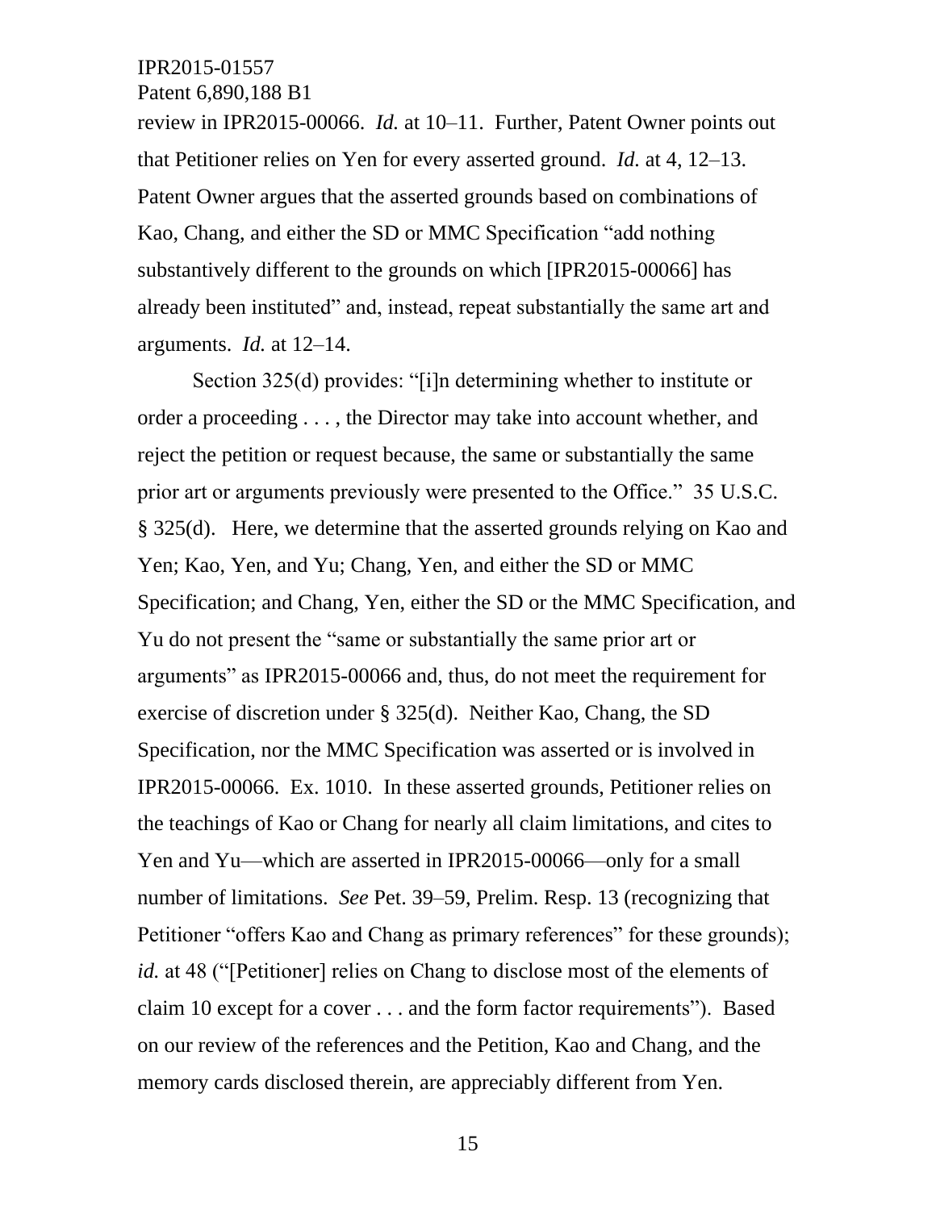review in IPR2015-00066. *Id.* at 10–11. Further, Patent Owner points out that Petitioner relies on Yen for every asserted ground. *Id.* at 4, 12–13. Patent Owner argues that the asserted grounds based on combinations of Kao, Chang, and either the SD or MMC Specification "add nothing substantively different to the grounds on which [IPR2015-00066] has already been instituted" and, instead, repeat substantially the same art and arguments. *Id.* at 12–14.

Section 325(d) provides: "[i]n determining whether to institute or order a proceeding . . . , the Director may take into account whether, and reject the petition or request because, the same or substantially the same prior art or arguments previously were presented to the Office." 35 U.S.C. § 325(d). Here, we determine that the asserted grounds relying on Kao and Yen; Kao, Yen, and Yu; Chang, Yen, and either the SD or MMC Specification; and Chang, Yen, either the SD or the MMC Specification, and Yu do not present the "same or substantially the same prior art or arguments" as IPR2015-00066 and, thus, do not meet the requirement for exercise of discretion under § 325(d). Neither Kao, Chang, the SD Specification, nor the MMC Specification was asserted or is involved in IPR2015-00066. Ex. 1010. In these asserted grounds, Petitioner relies on the teachings of Kao or Chang for nearly all claim limitations, and cites to Yen and Yu—which are asserted in IPR2015-00066—only for a small number of limitations. *See* Pet. 39–59, Prelim. Resp. 13 (recognizing that Petitioner "offers Kao and Chang as primary references" for these grounds); *id.* at 48 ("[Petitioner] relies on Chang to disclose most of the elements of claim 10 except for a cover . . . and the form factor requirements"). Based on our review of the references and the Petition, Kao and Chang, and the memory cards disclosed therein, are appreciably different from Yen.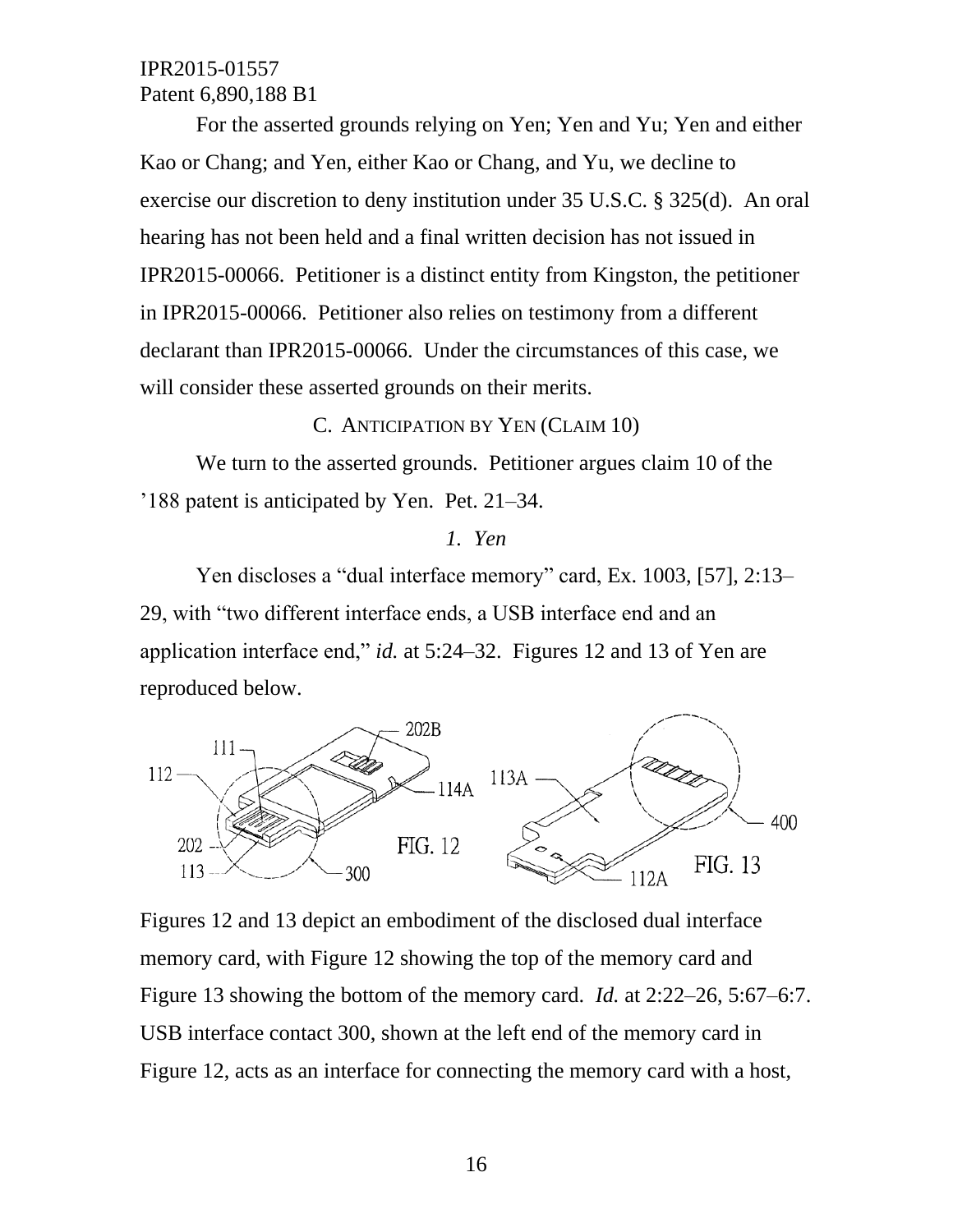For the asserted grounds relying on Yen; Yen and Yu; Yen and either Kao or Chang; and Yen, either Kao or Chang, and Yu, we decline to exercise our discretion to deny institution under 35 U.S.C. § 325(d). An oral hearing has not been held and a final written decision has not issued in IPR2015-00066. Petitioner is a distinct entity from Kingston, the petitioner in IPR2015-00066. Petitioner also relies on testimony from a different declarant than IPR2015-00066. Under the circumstances of this case, we will consider these asserted grounds on their merits.

### C. ANTICIPATION BY YEN (CLAIM 10)

We turn to the asserted grounds. Petitioner argues claim 10 of the '188 patent is anticipated by Yen. Pet. 21–34.

#### *1. Yen*

Yen discloses a "dual interface memory" card, Ex. 1003, [57], 2:13–29, with "two different interface ends, a USB interface end and an application interface end," *id.* at 5:24–32. Figures 12 and 13 of Yen are reproduced below.

Figures 12 and 13 depict an embodiment of the disclosed dual interface memory card, with Figure 12 showing the top of the memory card and Figure 13 showing the bottom of the memory card. *Id.* at 2:22–26, 5:67–6:7. USB interface contact 300, shown at the left end of the memory card in Figure 12, acts as an interface for connecting the memory card with a host,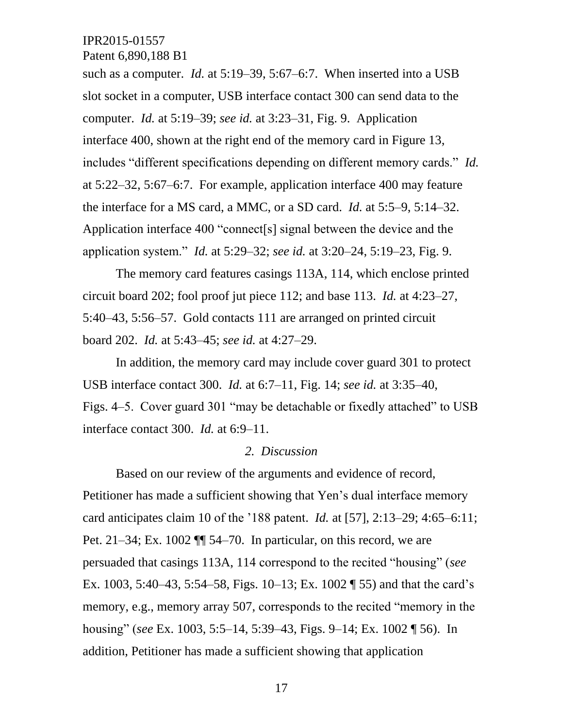such as a computer. *Id.* at 5:19–39, 5:67–6:7. When inserted into a USB slot socket in a computer, USB interface contact 300 can send data to the computer. *Id.* at 5:19–39; *see id.* at 3:23–31, Fig. 9. Application interface 400, shown at the right end of the memory card in Figure 13, includes "different specifications depending on different memory cards." *Id.* at 5:22–32, 5:67–6:7. For example, application interface 400 may feature the interface for a MS card, a MMC, or a SD card. *Id.* at 5:5–9, 5:14–32. Application interface 400 "connect[s] signal between the device and the application system." *Id.* at 5:29–32; *see id.* at 3:20–24, 5:19–23, Fig. 9.

The memory card features casings 113A, 114, which enclose printed circuit board 202; fool proof jut piece 112; and base 113. *Id.* at 4:23–27, 5:40–43, 5:56–57. Gold contacts 111 are arranged on printed circuit board 202. *Id.* at 5:43–45; *see id.* at 4:27–29.

In addition, the memory card may include cover guard 301 to protect USB interface contact 300. *Id.* at 6:7–11, Fig. 14; *see id.* at 3:35–40, Figs. 4–5. Cover guard 301 "may be detachable or fixedly attached" to USB interface contact 300. *Id.* at 6:9–11.

*2. Discussion*

Based on our review of the arguments and evidence of record, Petitioner has made a sufficient showing that Yen's dual interface memory card anticipates claim 10 of the '188 patent. *Id.* at [57], 2:13–29; 4:65–6:11; Pet. 21–34; Ex. 1002 ¶¶ 54–70. In particular, on this record, we are persuaded that casings 113A, 114 correspond to the recited "housing" (*see* Ex. 1003, 5:40–43, 5:54–58, Figs. 10–13; Ex. 1002 ¶ 55) and that the card's memory, e.g., memory array 507, corresponds to the recited "memory in the housing" (*see* Ex. 1003, 5:5–14, 5:39–43, Figs. 9–14; Ex. 1002 ¶ 56). In addition, Petitioner has made a sufficient showing that application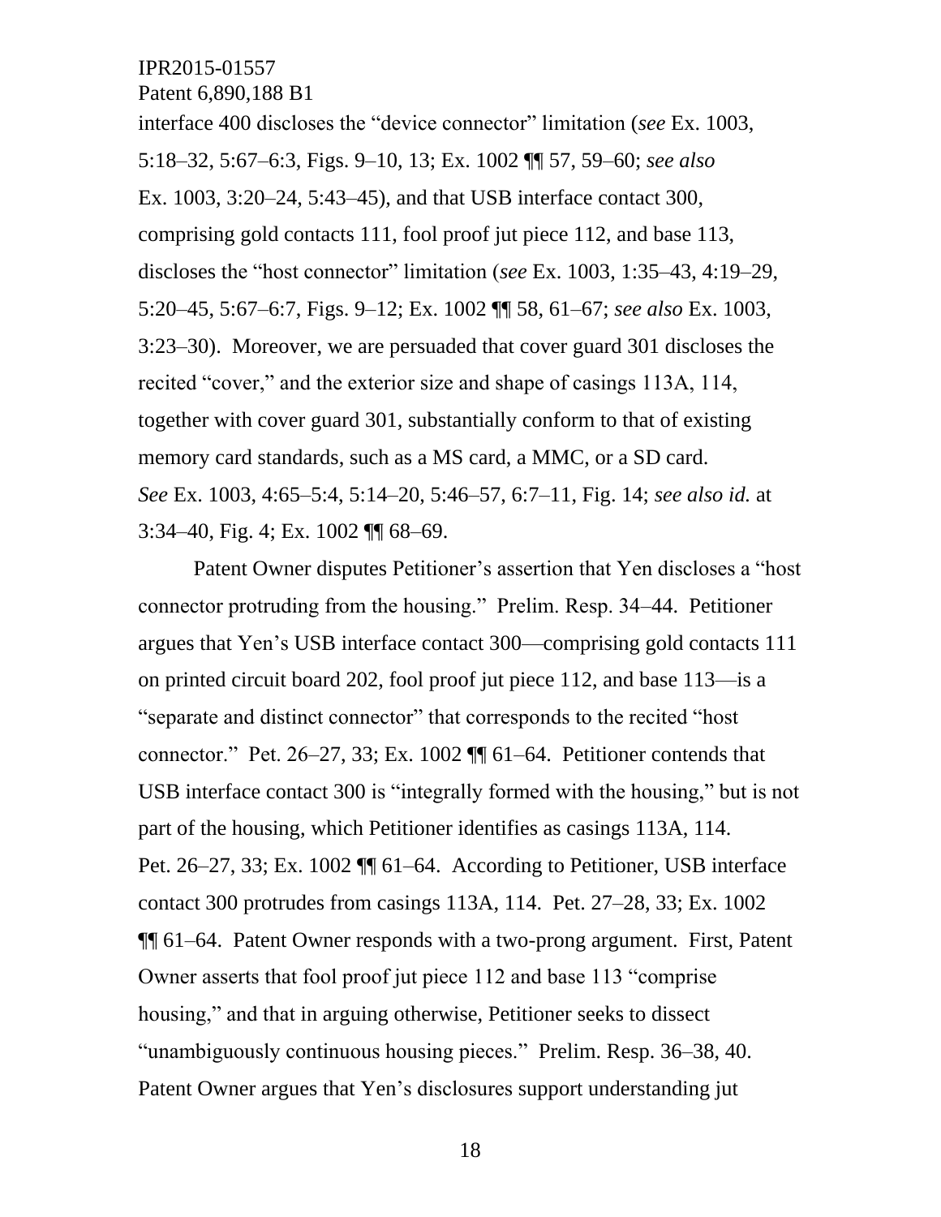interface 400 discloses the "device connector" limitation (*see* Ex. 1003, 5:18–32, 5:67–6:3, Figs. 9–10, 13; Ex. 1002 ¶¶ 57, 59–60; *see also* Ex. 1003, 3:20–24, 5:43–45), and that USB interface contact 300, comprising gold contacts 111, fool proof jut piece 112, and base 113, discloses the "host connector" limitation (*see* Ex. 1003, 1:35–43, 4:19–29, 5:20–45, 5:67–6:7, Figs. 9–12; Ex. 1002 ¶¶ 58, 61–67; *see also* Ex. 1003, 3:23–30). Moreover, we are persuaded that cover guard 301 discloses the recited "cover," and the exterior size and shape of casings 113A, 114, together with cover guard 301, substantially conform to that of existing memory card standards, such as a MS card, a MMC, or a SD card. *See* Ex. 1003, 4:65–5:4, 5:14–20, 5:46–57, 6:7–11, Fig. 14; *see also id.* at 3:34–40, Fig. 4; Ex. 1002 ¶¶ 68–69.

Patent Owner disputes Petitioner's assertion that Yen discloses a "host connector protruding from the housing." Prelim. Resp. 34–44. Petitioner argues that Yen's USB interface contact 300—comprising gold contacts 111 on printed circuit board 202, fool proof jut piece 112, and base 113—is a "separate and distinct connector" that corresponds to the recited "host connector." Pet. 26–27, 33; Ex. 1002 ¶¶ 61–64. Petitioner contends that USB interface contact 300 is "integrally formed with the housing," but is not part of the housing, which Petitioner identifies as casings 113A, 114. Pet. 26–27, 33; Ex. 1002 ¶¶ 61–64. According to Petitioner, USB interface contact 300 protrudes from casings 113A, 114. Pet. 27–28, 33; Ex. 1002 ¶¶ 61–64. Patent Owner responds with a two-prong argument. First, Patent Owner asserts that fool proof jut piece 112 and base 113 "comprise housing," and that in arguing otherwise, Petitioner seeks to dissect "unambiguously continuous housing pieces." Prelim. Resp. 36–38, 40. Patent Owner argues that Yen's disclosures support understanding jut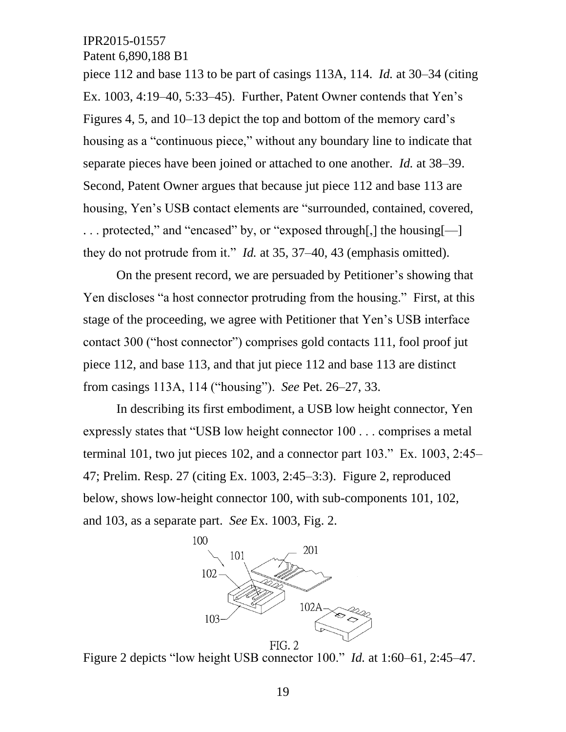piece 112 and base 113 to be part of casings 113A, 114. *Id.* at 30–34 (citing Ex. 1003, 4:19–40, 5:33–45). Further, Patent Owner contends that Yen's Figures 4, 5, and 10–13 depict the top and bottom of the memory card's housing as a "continuous piece," without any boundary line to indicate that separate pieces have been joined or attached to one another. *Id.* at 38–39. Second, Patent Owner argues that because jut piece 112 and base 113 are housing, Yen's USB contact elements are "surrounded, contained, covered, . . . protected," and "encased" by, or "exposed through[,] the housing[—] they do not protrude from it." *Id.* at 35, 37–40, 43 (emphasis omitted).

On the present record, we are persuaded by Petitioner's showing that Yen discloses "a host connector protruding from the housing." First, at this stage of the proceeding, we agree with Petitioner that Yen's USB interface contact 300 ("host connector") comprises gold contacts 111, fool proof jut piece 112, and base 113, and that jut piece 112 and base 113 are distinct from casings 113A, 114 ("housing"). *See* Pet. 26–27, 33.

In describing its first embodiment, a USB low height connector, Yen expressly states that "USB low height connector 100 . . . comprises a metal terminal 101, two jut pieces 102, and a connector part 103." Ex. 1003, 2:45–47; Prelim. Resp. 27 (citing Ex. 1003, 2:45–3:3). Figure 2, reproduced below, shows low-height connector 100, with sub-components 101, 102, and 103, as a separate part. *See* Ex. 1003, Fig. 2.

FIG. 2

Figure 2 depicts "low height USB connector 100." *Id.* at 1:60–61, 2:45–47.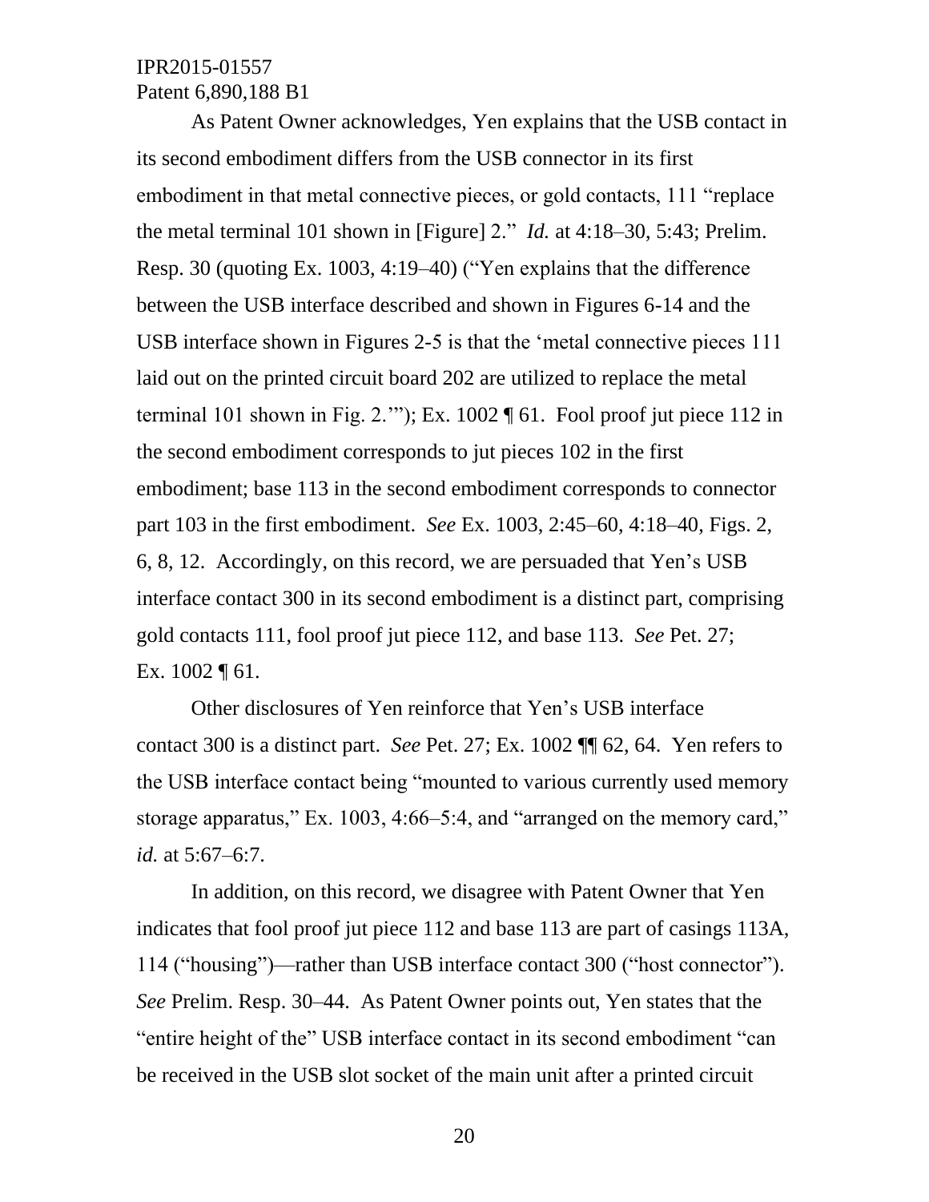As Patent Owner acknowledges, Yen explains that the USB contact in its second embodiment differs from the USB connector in its first embodiment in that metal connective pieces, or gold contacts, 111 "replace the metal terminal 101 shown in [Figure] 2." *Id.* at 4:18–30, 5:43; Prelim. Resp. 30 (quoting Ex. 1003, 4:19–40) ("Yen explains that the difference between the USB interface described and shown in Figures 6-14 and the USB interface shown in Figures 2-5 is that the 'metal connective pieces 111 laid out on the printed circuit board 202 are utilized to replace the metal terminal 101 shown in Fig. 2.'"); Ex. 1002 ¶ 61. Fool proof jut piece 112 in the second embodiment corresponds to jut pieces 102 in the first embodiment; base 113 in the second embodiment corresponds to connector part 103 in the first embodiment. *See* Ex. 1003, 2:45–60, 4:18–40, Figs. 2, 6, 8, 12. Accordingly, on this record, we are persuaded that Yen's USB interface contact 300 in its second embodiment is a distinct part, comprising gold contacts 111, fool proof jut piece 112, and base 113. *See* Pet. 27; Ex. 1002 ¶ 61.

Other disclosures of Yen reinforce that Yen's USB interface contact 300 is a distinct part. *See* Pet. 27; Ex. 1002 ¶¶ 62, 64. Yen refers to the USB interface contact being "mounted to various currently used memory storage apparatus," Ex. 1003, 4:66–5:4, and "arranged on the memory card," *id.* at 5:67–6:7.

In addition, on this record, we disagree with Patent Owner that Yen indicates that fool proof jut piece 112 and base 113 are part of casings 113A, 114 ("housing")—rather than USB interface contact 300 ("host connector"). *See* Prelim. Resp. 30–44. As Patent Owner points out, Yen states that the "entire height of the" USB interface contact in its second embodiment "can be received in the USB slot socket of the main unit after a printed circuit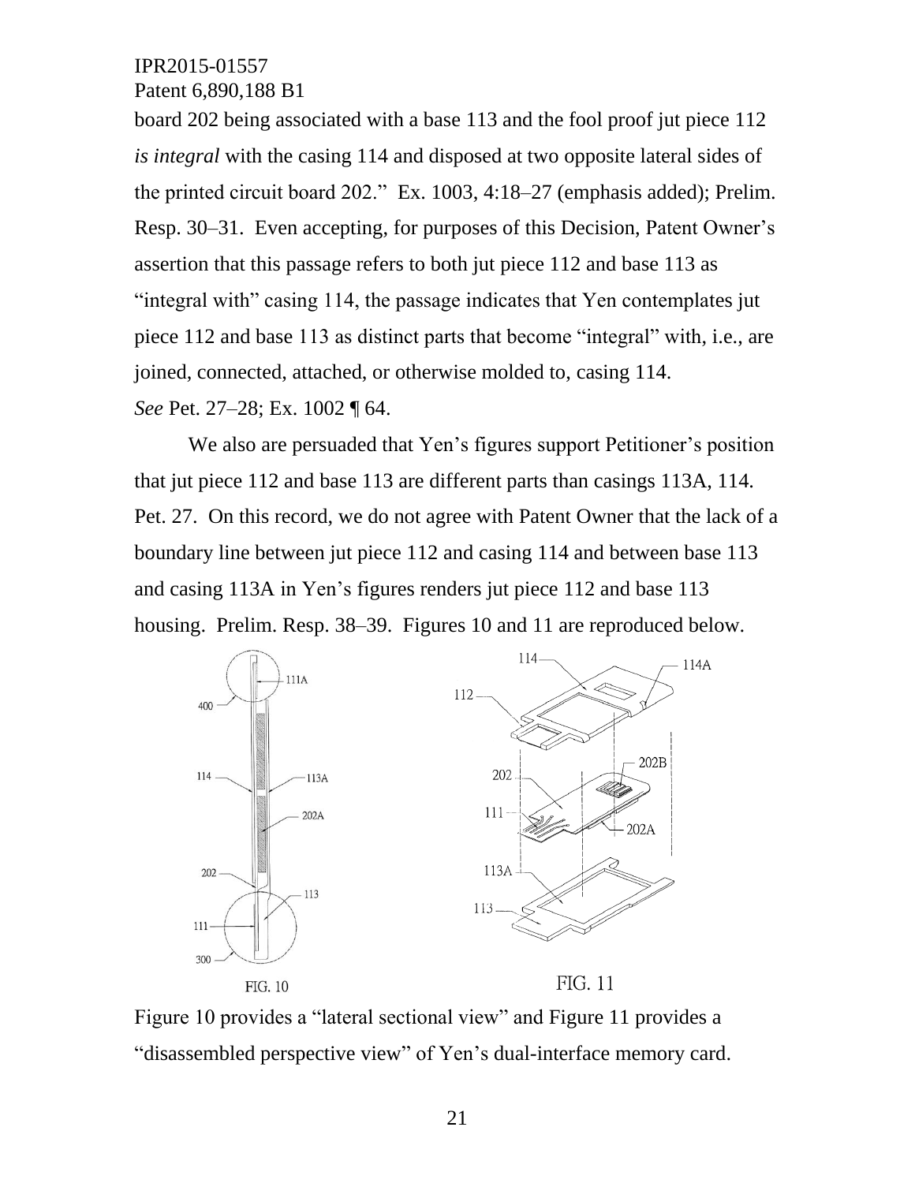board 202 being associated with a base 113 and the fool proof jut piece 112 *is integral* with the casing 114 and disposed at two opposite lateral sides of the printed circuit board 202." Ex. 1003, 4:18–27 (emphasis added); Prelim. Resp. 30–31. Even accepting, for purposes of this Decision, Patent Owner's assertion that this passage refers to both jut piece 112 and base 113 as "integral with" casing 114, the passage indicates that Yen contemplates jut piece 112 and base 113 as distinct parts that become "integral" with, i.e., are joined, connected, attached, or otherwise molded to, casing 114. *See* Pet. 27–28; Ex. 1002 ¶ 64.

We also are persuaded that Yen's figures support Petitioner's position that jut piece 112 and base 113 are different parts than casings 113A, 114. Pet. 27. On this record, we do not agree with Patent Owner that the lack of a boundary line between jut piece 112 and casing 114 and between base 113 and casing 113A in Yen's figures renders jut piece 112 and base 113 housing. Prelim. Resp. 38–39. Figures 10 and 11 are reproduced below.

Figure 10 provides a "lateral sectional view" and Figure 11 provides a "disassembled perspective view" of Yen's dual-interface memory card.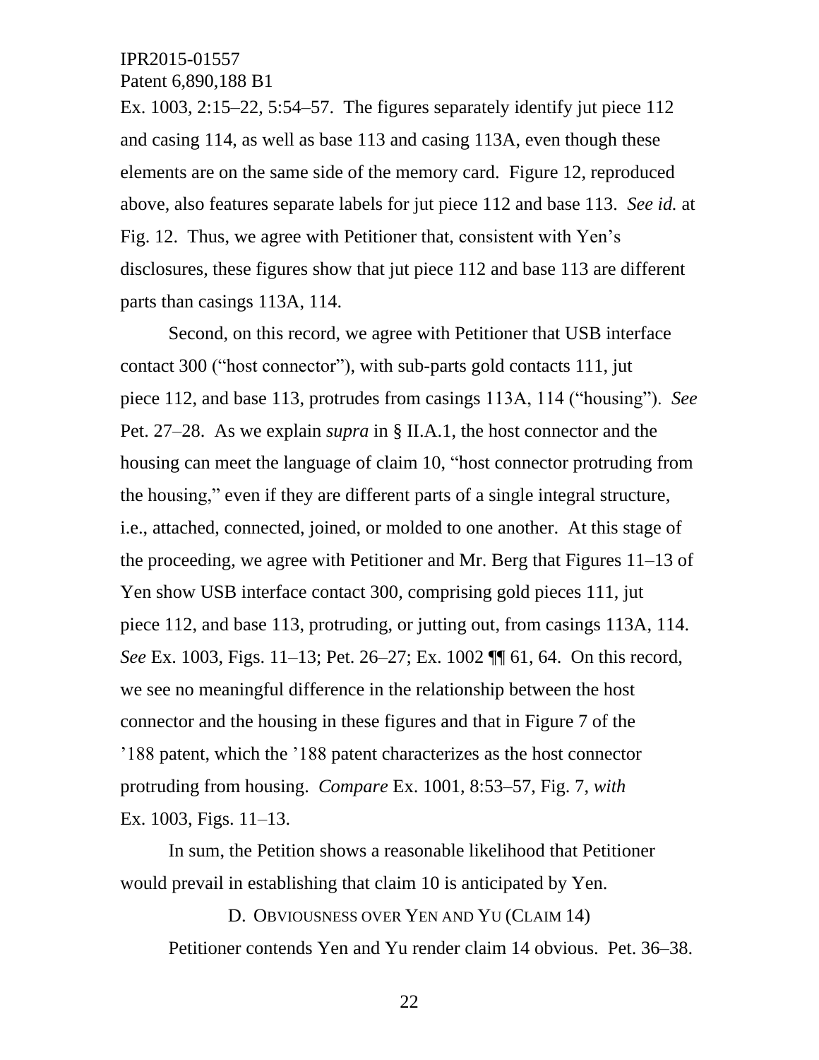Ex. 1003, 2:15–22, 5:54–57. The figures separately identify jut piece 112 and casing 114, as well as base 113 and casing 113A, even though these elements are on the same side of the memory card. Figure 12, reproduced above, also features separate labels for jut piece 112 and base 113. *See id.* at Fig. 12. Thus, we agree with Petitioner that, consistent with Yen's disclosures, these figures show that jut piece 112 and base 113 are different parts than casings 113A, 114.

Second, on this record, we agree with Petitioner that USB interface contact 300 ("host connector"), with sub-parts gold contacts 111, jut piece 112, and base 113, protrudes from casings 113A, 114 ("housing"). *See* Pet. 27–28. As we explain *supra* in § II.A.1, the host connector and the housing can meet the language of claim 10, "host connector protruding from the housing," even if they are different parts of a single integral structure, i.e., attached, connected, joined, or molded to one another. At this stage of the proceeding, we agree with Petitioner and Mr. Berg that Figures 11–13 of Yen show USB interface contact 300, comprising gold pieces 111, jut piece 112, and base 113, protruding, or jutting out, from casings 113A, 114. *See* Ex. 1003, Figs. 11–13; Pet. 26–27; Ex. 1002 ¶¶ 61, 64. On this record, we see no meaningful difference in the relationship between the host connector and the housing in these figures and that in Figure 7 of the '188 patent, which the '188 patent characterizes as the host connector protruding from housing. *Compare* Ex. 1001, 8:53–57, Fig. 7, *with* Ex. 1003, Figs. 11–13.

In sum, the Petition shows a reasonable likelihood that Petitioner would prevail in establishing that claim 10 is anticipated by Yen.

### D. OBVIOUSNESS OVER YEN AND YU (CLAIM 14)

Petitioner contends Yen and Yu render claim 14 obvious. Pet. 36–38.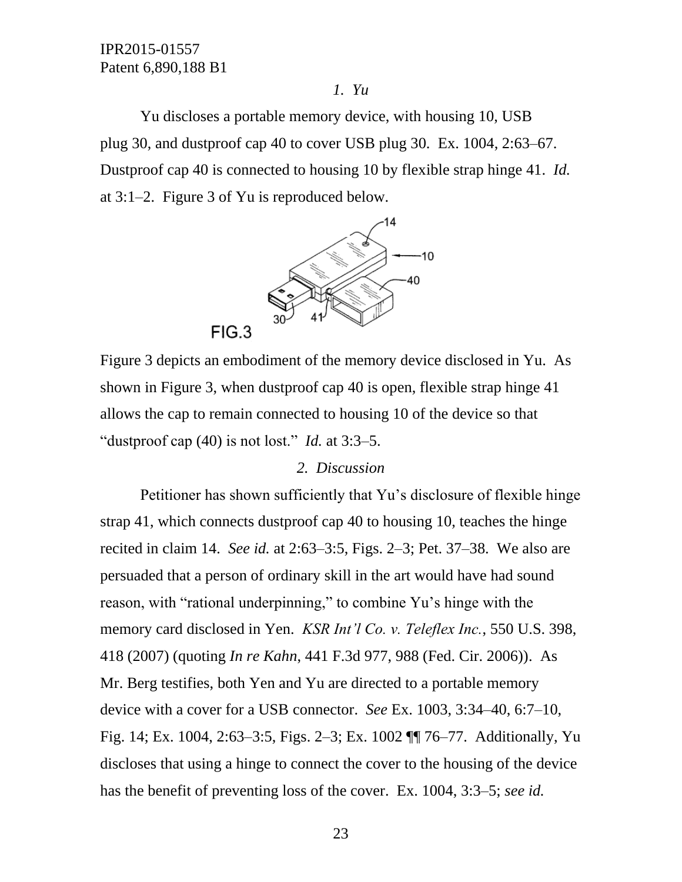*1. Yu*

Yu discloses a portable memory device, with housing 10, USB plug 30, and dustproof cap 40 to cover USB plug 30. Ex. 1004, 2:63–67. Dustproof cap 40 is connected to housing 10 by flexible strap hinge 41. *Id.* at 3:1–2. Figure 3 of Yu is reproduced below.

Figure 3 depicts an embodiment of the memory device disclosed in Yu. As shown in Figure 3, when dustproof cap 40 is open, flexible strap hinge 41 allows the cap to remain connected to housing 10 of the device so that "dustproof cap (40) is not lost." *Id.* at 3:3–5.

*2. Discussion*

Petitioner has shown sufficiently that Yu's disclosure of flexible hinge strap 41, which connects dustproof cap 40 to housing 10, teaches the hinge recited in claim 14. *See id.* at 2:63–3:5, Figs. 2–3; Pet. 37–38. We also are persuaded that a person of ordinary skill in the art would have had sound reason, with "rational underpinning," to combine Yu's hinge with the memory card disclosed in Yen. *KSR Int'l Co. v. Teleflex Inc.*, 550 U.S. 398, 418 (2007) (quoting *In re Kahn*, 441 F.3d 977, 988 (Fed. Cir. 2006)). As Mr. Berg testifies, both Yen and Yu are directed to a portable memory device with a cover for a USB connector. *See* Ex. 1003, 3:34–40, 6:7–10, Fig. 14; Ex. 1004, 2:63–3:5, Figs. 2–3; Ex. 1002 ¶¶ 76–77. Additionally, Yu discloses that using a hinge to connect the cover to the housing of the device has the benefit of preventing loss of the cover. Ex. 1004, 3:3–5; *see id.*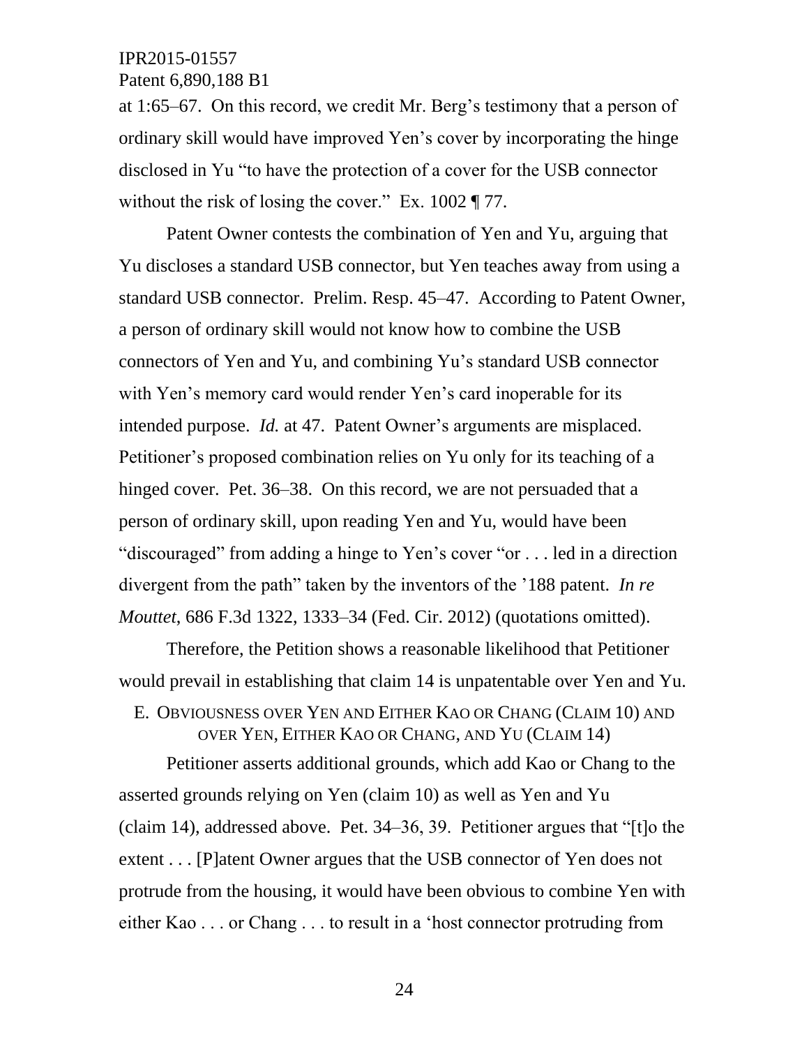at 1:65–67. On this record, we credit Mr. Berg's testimony that a person of ordinary skill would have improved Yen's cover by incorporating the hinge disclosed in Yu "to have the protection of a cover for the USB connector without the risk of losing the cover." Ex. 1002 ¶ 77.

Patent Owner contests the combination of Yen and Yu, arguing that Yu discloses a standard USB connector, but Yen teaches away from using a standard USB connector. Prelim. Resp. 45–47. According to Patent Owner, a person of ordinary skill would not know how to combine the USB connectors of Yen and Yu, and combining Yu's standard USB connector with Yen's memory card would render Yen's card inoperable for its intended purpose. *Id.* at 47. Patent Owner's arguments are misplaced. Petitioner's proposed combination relies on Yu only for its teaching of a hinged cover. Pet. 36–38. On this record, we are not persuaded that a person of ordinary skill, upon reading Yen and Yu, would have been "discouraged" from adding a hinge to Yen's cover "or . . . led in a direction divergent from the path" taken by the inventors of the '188 patent. *In re Mouttet*, 686 F.3d 1322, 1333–34 (Fed. Cir. 2012) (quotations omitted).

Therefore, the Petition shows a reasonable likelihood that Petitioner would prevail in establishing that claim 14 is unpatentable over Yen and Yu.

### E. OBVIOUSNESS OVER YEN AND EITHER KAO OR CHANG (CLAIM 10) AND OVER YEN, EITHER KAO OR CHANG, AND YU (CLAIM 14)

Petitioner asserts additional grounds, which add Kao or Chang to the asserted grounds relying on Yen (claim 10) as well as Yen and Yu (claim 14), addressed above. Pet. 34–36, 39. Petitioner argues that "[t]o the extent . . . [P]atent Owner argues that the USB connector of Yen does not protrude from the housing, it would have been obvious to combine Yen with either Kao . . . or Chang . . . to result in a 'host connector protruding from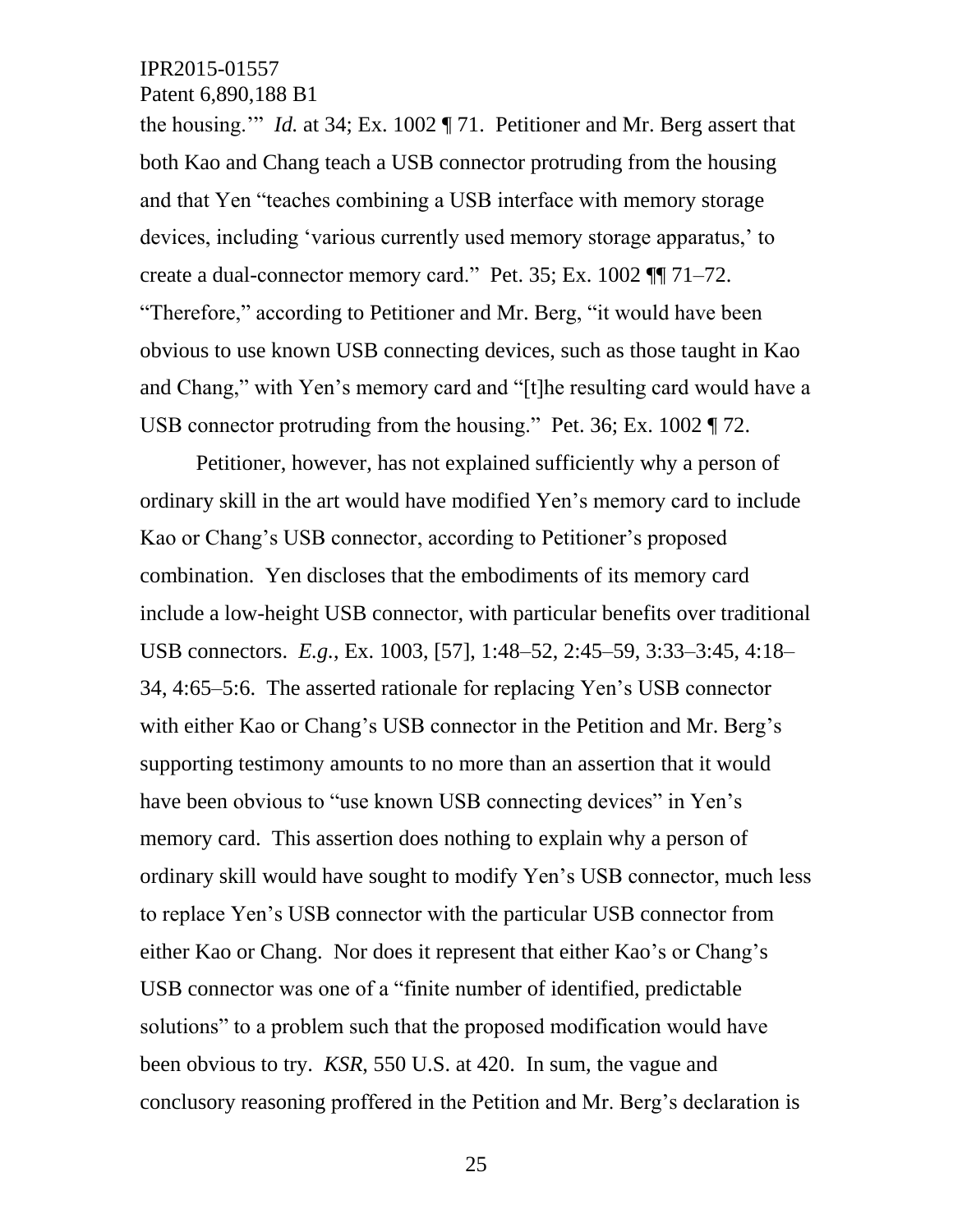the housing.'" *Id.* at 34; Ex. 1002 ¶ 71. Petitioner and Mr. Berg assert that both Kao and Chang teach a USB connector protruding from the housing and that Yen "teaches combining a USB interface with memory storage devices, including 'various currently used memory storage apparatus,' to create a dual-connector memory card." Pet. 35; Ex. 1002 ¶¶ 71–72. "Therefore," according to Petitioner and Mr. Berg, "it would have been obvious to use known USB connecting devices, such as those taught in Kao and Chang," with Yen's memory card and "[t]he resulting card would have a USB connector protruding from the housing." Pet. 36; Ex. 1002 ¶ 72.

Petitioner, however, has not explained sufficiently why a person of ordinary skill in the art would have modified Yen's memory card to include Kao or Chang's USB connector, according to Petitioner's proposed combination. Yen discloses that the embodiments of its memory card include a low-height USB connector, with particular benefits over traditional USB connectors. *E.g.*, Ex. 1003, [57], 1:48–52, 2:45–59, 3:33–3:45, 4:18–34, 4:65–5:6. The asserted rationale for replacing Yen's USB connector with either Kao or Chang's USB connector in the Petition and Mr. Berg's supporting testimony amounts to no more than an assertion that it would have been obvious to "use known USB connecting devices" in Yen's memory card. This assertion does nothing to explain why a person of ordinary skill would have sought to modify Yen's USB connector, much less to replace Yen's USB connector with the particular USB connector from either Kao or Chang. Nor does it represent that either Kao's or Chang's USB connector was one of a "finite number of identified, predictable solutions" to a problem such that the proposed modification would have been obvious to try. *KSR*, 550 U.S. at 420. In sum, the vague and conclusory reasoning proffered in the Petition and Mr. Berg's declaration is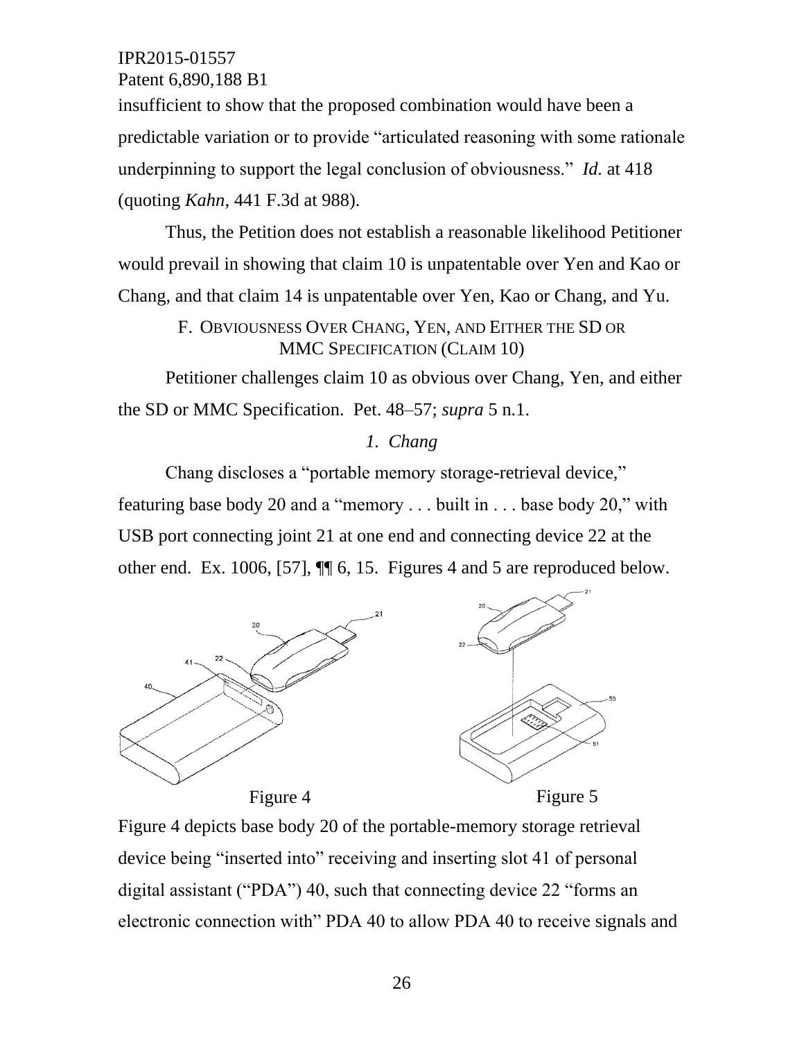insufficient to show that the proposed combination would have been a predictable variation or to provide "articulated reasoning with some rationale underpinning to support the legal conclusion of obviousness." *Id.* at 418 (quoting *Kahn*, 441 F.3d at 988).

Thus, the Petition does not establish a reasonable likelihood Petitioner would prevail in showing that claim 10 is unpatentable over Yen and Kao or Chang, and that claim 14 is unpatentable over Yen, Kao or Chang, and Yu.

### F. OBVIOUSNESS OVER CHANG, YEN, AND EITHER THE SD OR MMC SPECIFICATION (CLAIM 10)

Petitioner challenges claim 10 as obvious over Chang, Yen, and either the SD or MMC Specification. Pet. 48–57; *supra* 5 n.1.

#### *1. Chang*

Chang discloses a "portable memory storage-retrieval device," featuring base body 20 and a "memory . . . built in . . . base body 20," with USB port connecting joint 21 at one end and connecting device 22 at the other end. Ex. 1006, [57], ¶¶ 6, 15. Figures 4 and 5 are reproduced below.

Figure 4

Figure 5

Figure 4 depicts base body 20 of the portable-memory storage retrieval device being "inserted into" receiving and inserting slot 41 of personal digital assistant ("PDA") 40, such that connecting device 22 "forms an electronic connection with" PDA 40 to allow PDA 40 to receive signals and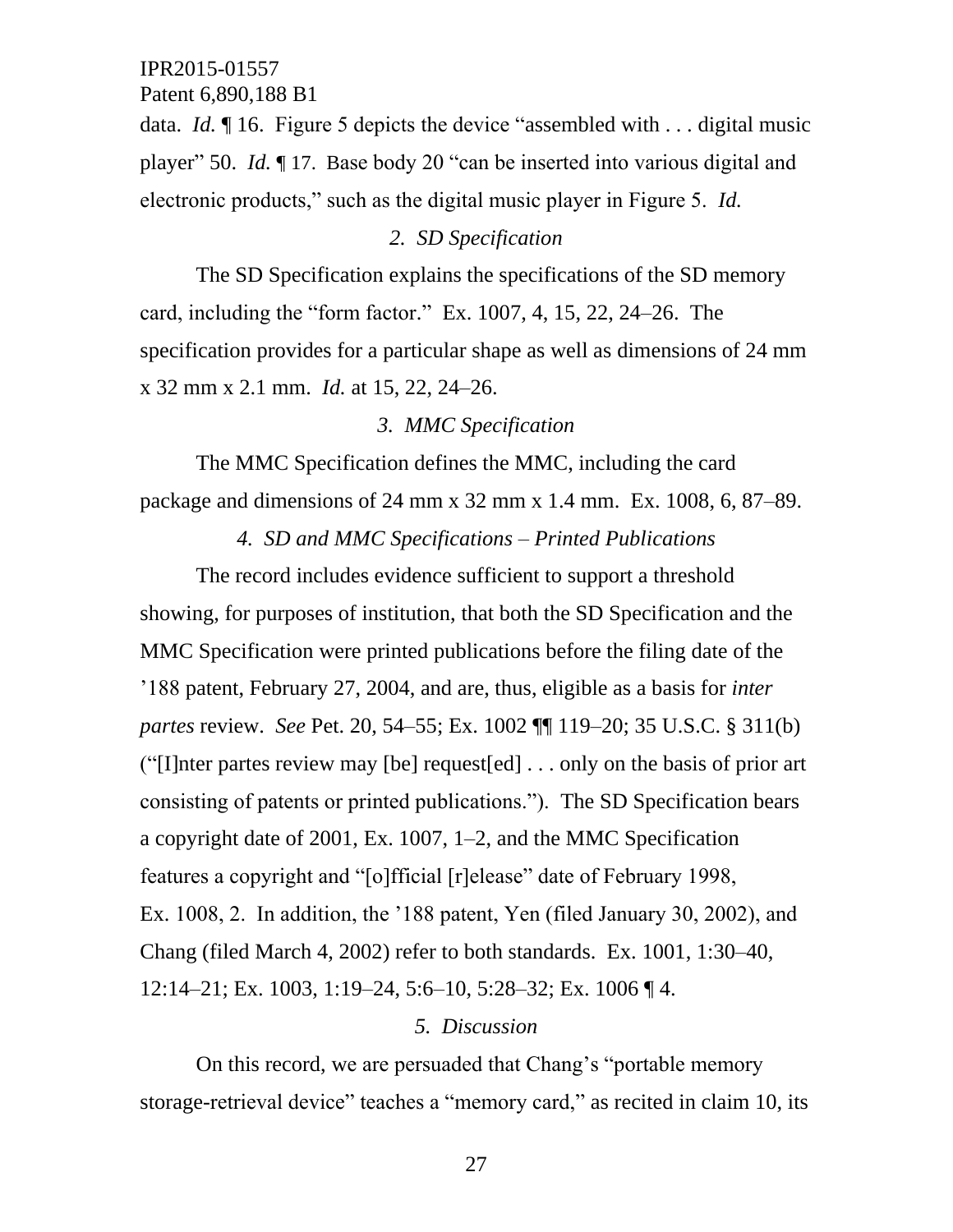data. *Id.* ¶ 16. Figure 5 depicts the device "assembled with . . . digital music player" 50. *Id.* ¶ 17. Base body 20 "can be inserted into various digital and electronic products," such as the digital music player in Figure 5. *Id.*

*2. SD Specification*

The SD Specification explains the specifications of the SD memory card, including the "form factor." Ex. 1007, 4, 15, 22, 24–26. The specification provides for a particular shape as well as dimensions of 24 mm x 32 mm x 2.1 mm. *Id.* at 15, 22, 24–26.

*3. MMC Specification*

The MMC Specification defines the MMC, including the card package and dimensions of 24 mm x 32 mm x 1.4 mm. Ex. 1008, 6, 87–89.

*4. SD and MMC Specifications – Printed Publications*

The record includes evidence sufficient to support a threshold showing, for purposes of institution, that both the SD Specification and the MMC Specification were printed publications before the filing date of the '188 patent, February 27, 2004, and are, thus, eligible as a basis for *inter partes* review. *See* Pet. 20, 54–55; Ex. 1002 ¶¶ 119–20; 35 U.S.C. § 311(b) ("[I]nter partes review may [be] request[ed] . . . only on the basis of prior art consisting of patents or printed publications."). The SD Specification bears a copyright date of 2001, Ex. 1007, 1–2, and the MMC Specification features a copyright and "[o]fficial [r]elease" date of February 1998, Ex. 1008, 2. In addition, the '188 patent, Yen (filed January 30, 2002), and Chang (filed March 4, 2002) refer to both standards. Ex. 1001, 1:30–40, 12:14–21; Ex. 1003, 1:19–24, 5:6–10, 5:28–32; Ex. 1006 ¶ 4.

*5. Discussion*

On this record, we are persuaded that Chang's "portable memory storage-retrieval device" teaches a "memory card," as recited in claim 10, its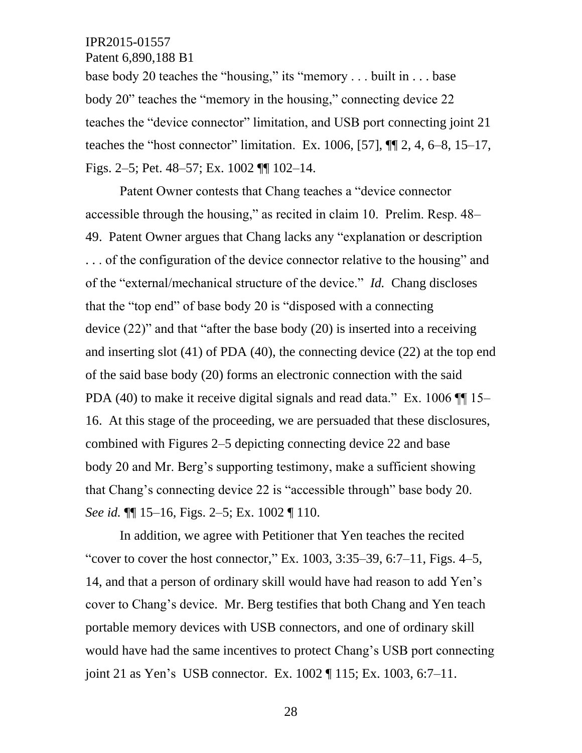base body 20 teaches the "housing," its "memory . . . built in . . . base body 20" teaches the "memory in the housing," connecting device 22 teaches the "device connector" limitation, and USB port connecting joint 21 teaches the "host connector" limitation. Ex. 1006, [57], ¶¶ 2, 4, 6–8, 15–17, Figs. 2–5; Pet. 48–57; Ex. 1002 ¶¶ 102–14.

Patent Owner contests that Chang teaches a "device connector accessible through the housing," as recited in claim 10. Prelim. Resp. 48–49. Patent Owner argues that Chang lacks any "explanation or description . . . of the configuration of the device connector relative to the housing" and of the "external/mechanical structure of the device." *Id.* Chang discloses that the "top end" of base body 20 is "disposed with a connecting device (22)" and that "after the base body (20) is inserted into a receiving and inserting slot (41) of PDA (40), the connecting device (22) at the top end of the said base body (20) forms an electronic connection with the said PDA (40) to make it receive digital signals and read data." Ex. 1006 ¶¶ 15–16. At this stage of the proceeding, we are persuaded that these disclosures, combined with Figures 2–5 depicting connecting device 22 and base body 20 and Mr. Berg's supporting testimony, make a sufficient showing that Chang's connecting device 22 is "accessible through" base body 20. *See id.* ¶¶ 15–16, Figs. 2–5; Ex. 1002 ¶ 110.

In addition, we agree with Petitioner that Yen teaches the recited "cover to cover the host connector," Ex. 1003, 3:35–39, 6:7–11, Figs. 4–5, 14, and that a person of ordinary skill would have had reason to add Yen's cover to Chang's device. Mr. Berg testifies that both Chang and Yen teach portable memory devices with USB connectors, and one of ordinary skill would have had the same incentives to protect Chang's USB port connecting joint 21 as Yen's USB connector. Ex. 1002 ¶ 115; Ex. 1003, 6:7–11.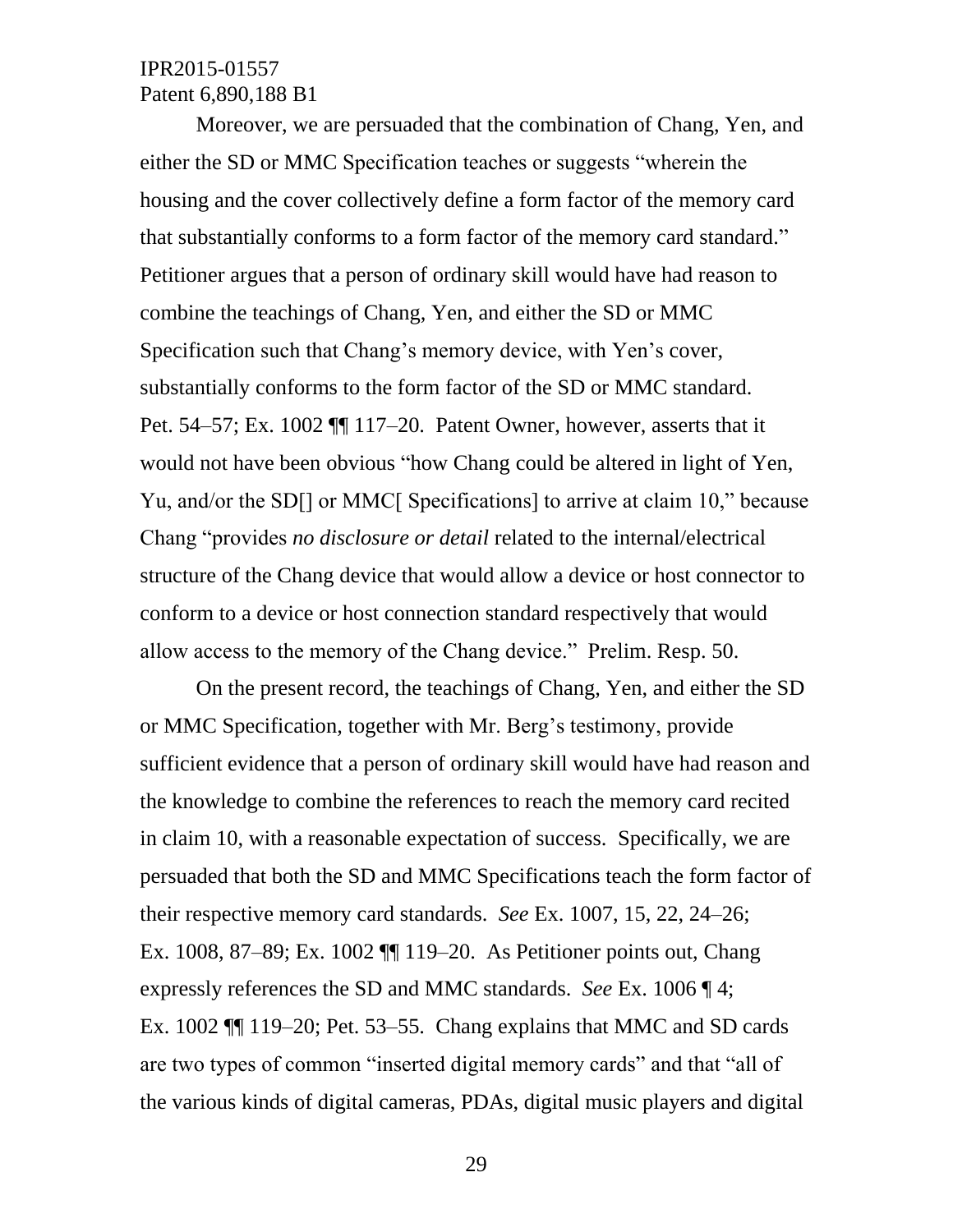Moreover, we are persuaded that the combination of Chang, Yen, and either the SD or MMC Specification teaches or suggests "wherein the housing and the cover collectively define a form factor of the memory card that substantially conforms to a form factor of the memory card standard." Petitioner argues that a person of ordinary skill would have had reason to combine the teachings of Chang, Yen, and either the SD or MMC Specification such that Chang's memory device, with Yen's cover, substantially conforms to the form factor of the SD or MMC standard. Pet. 54–57; Ex. 1002 ¶¶ 117–20. Patent Owner, however, asserts that it would not have been obvious "how Chang could be altered in light of Yen, Yu, and/or the SD[] or MMC[ Specifications] to arrive at claim 10," because Chang "provides *no disclosure or detail* related to the internal/electrical structure of the Chang device that would allow a device or host connector to conform to a device or host connection standard respectively that would allow access to the memory of the Chang device." Prelim. Resp. 50.

On the present record, the teachings of Chang, Yen, and either the SD or MMC Specification, together with Mr. Berg's testimony, provide sufficient evidence that a person of ordinary skill would have had reason and the knowledge to combine the references to reach the memory card recited in claim 10, with a reasonable expectation of success. Specifically, we are persuaded that both the SD and MMC Specifications teach the form factor of their respective memory card standards. *See* Ex. 1007, 15, 22, 24–26; Ex. 1008, 87–89; Ex. 1002 ¶¶ 119–20. As Petitioner points out, Chang expressly references the SD and MMC standards. *See* Ex. 1006 ¶ 4; Ex. 1002 ¶¶ 119–20; Pet. 53–55. Chang explains that MMC and SD cards are two types of common "inserted digital memory cards" and that "all of the various kinds of digital cameras, PDAs, digital music players and digital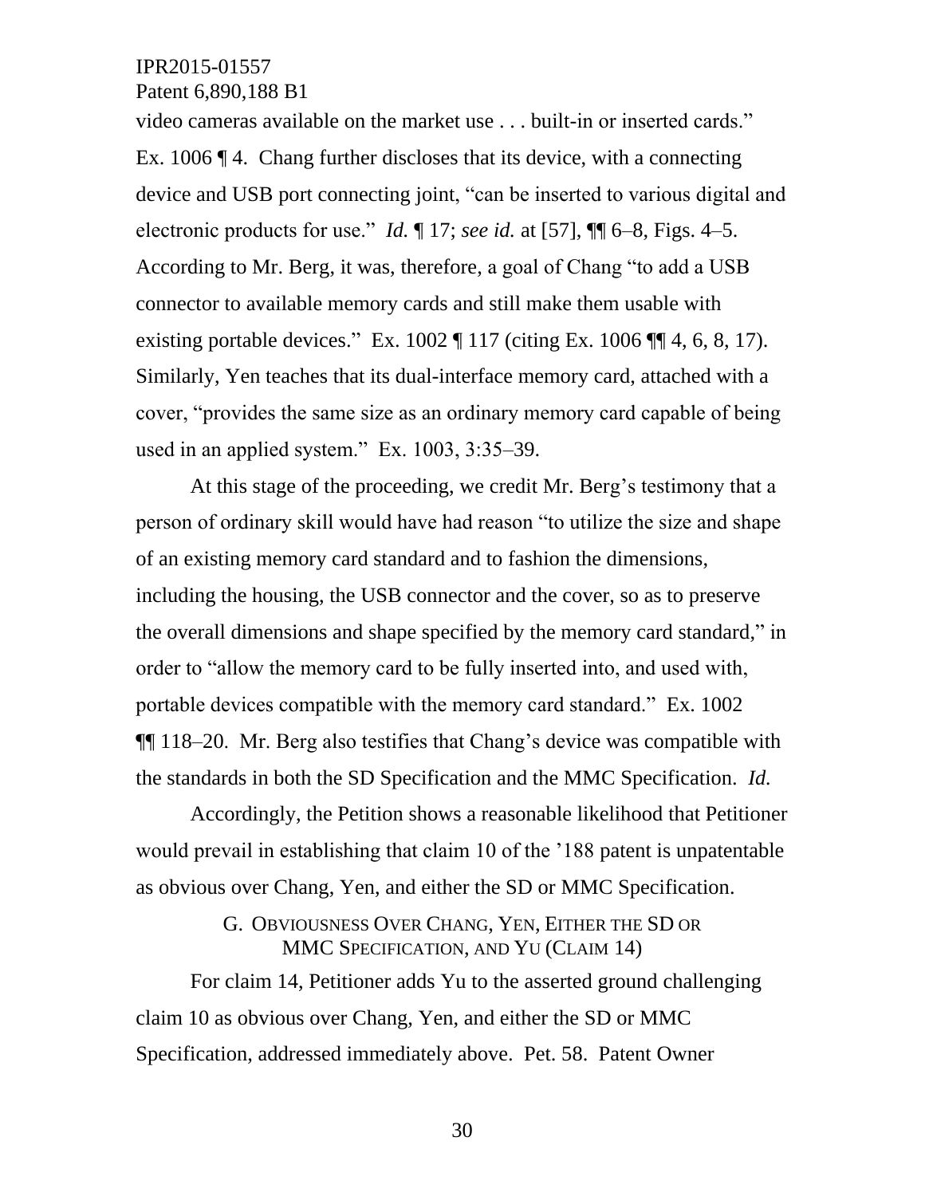video cameras available on the market use . . . built-in or inserted cards." Ex. 1006 ¶ 4. Chang further discloses that its device, with a connecting device and USB port connecting joint, "can be inserted to various digital and electronic products for use." *Id.* ¶ 17; *see id.* at [57], ¶¶ 6–8, Figs. 4–5. According to Mr. Berg, it was, therefore, a goal of Chang "to add a USB connector to available memory cards and still make them usable with existing portable devices." Ex. 1002 ¶ 117 (citing Ex. 1006 ¶¶ 4, 6, 8, 17). Similarly, Yen teaches that its dual-interface memory card, attached with a cover, "provides the same size as an ordinary memory card capable of being used in an applied system." Ex. 1003, 3:35–39.

At this stage of the proceeding, we credit Mr. Berg's testimony that a person of ordinary skill would have had reason "to utilize the size and shape of an existing memory card standard and to fashion the dimensions, including the housing, the USB connector and the cover, so as to preserve the overall dimensions and shape specified by the memory card standard," in order to "allow the memory card to be fully inserted into, and used with, portable devices compatible with the memory card standard." Ex. 1002 ¶¶ 118–20. Mr. Berg also testifies that Chang's device was compatible with the standards in both the SD Specification and the MMC Specification. *Id.*

Accordingly, the Petition shows a reasonable likelihood that Petitioner would prevail in establishing that claim 10 of the '188 patent is unpatentable as obvious over Chang, Yen, and either the SD or MMC Specification.

### G. Obviousness Over Chang, Yen, Either the SD or MMC Specification, and Yu (Claim 14)

For claim 14, Petitioner adds Yu to the asserted ground challenging claim 10 as obvious over Chang, Yen, and either the SD or MMC Specification, addressed immediately above. Pet. 58. Patent Owner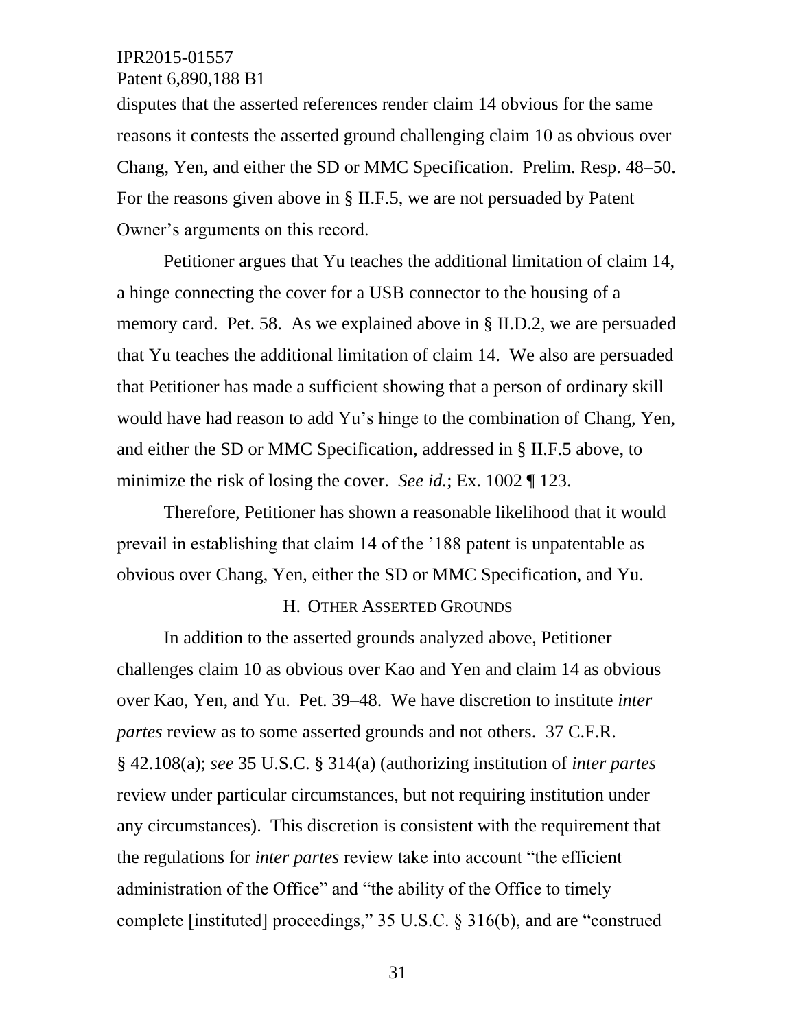disputes that the asserted references render claim 14 obvious for the same reasons it contests the asserted ground challenging claim 10 as obvious over Chang, Yen, and either the SD or MMC Specification. Prelim. Resp. 48–50. For the reasons given above in § II.F.5, we are not persuaded by Patent Owner's arguments on this record.

Petitioner argues that Yu teaches the additional limitation of claim 14, a hinge connecting the cover for a USB connector to the housing of a memory card. Pet. 58. As we explained above in § II.D.2, we are persuaded that Yu teaches the additional limitation of claim 14. We also are persuaded that Petitioner has made a sufficient showing that a person of ordinary skill would have had reason to add Yu's hinge to the combination of Chang, Yen, and either the SD or MMC Specification, addressed in § II.F.5 above, to minimize the risk of losing the cover. *See id.*; Ex. 1002 ¶ 123.

Therefore, Petitioner has shown a reasonable likelihood that it would prevail in establishing that claim 14 of the '188 patent is unpatentable as obvious over Chang, Yen, either the SD or MMC Specification, and Yu.

### H. OTHER ASSERTED GROUNDS

In addition to the asserted grounds analyzed above, Petitioner challenges claim 10 as obvious over Kao and Yen and claim 14 as obvious over Kao, Yen, and Yu. Pet. 39–48. We have discretion to institute *inter partes* review as to some asserted grounds and not others. 37 C.F.R. § 42.108(a); *see* 35 U.S.C. § 314(a) (authorizing institution of *inter partes* review under particular circumstances, but not requiring institution under any circumstances). This discretion is consistent with the requirement that the regulations for *inter partes* review take into account "the efficient administration of the Office" and "the ability of the Office to timely complete [instituted] proceedings," 35 U.S.C. § 316(b), and are "construed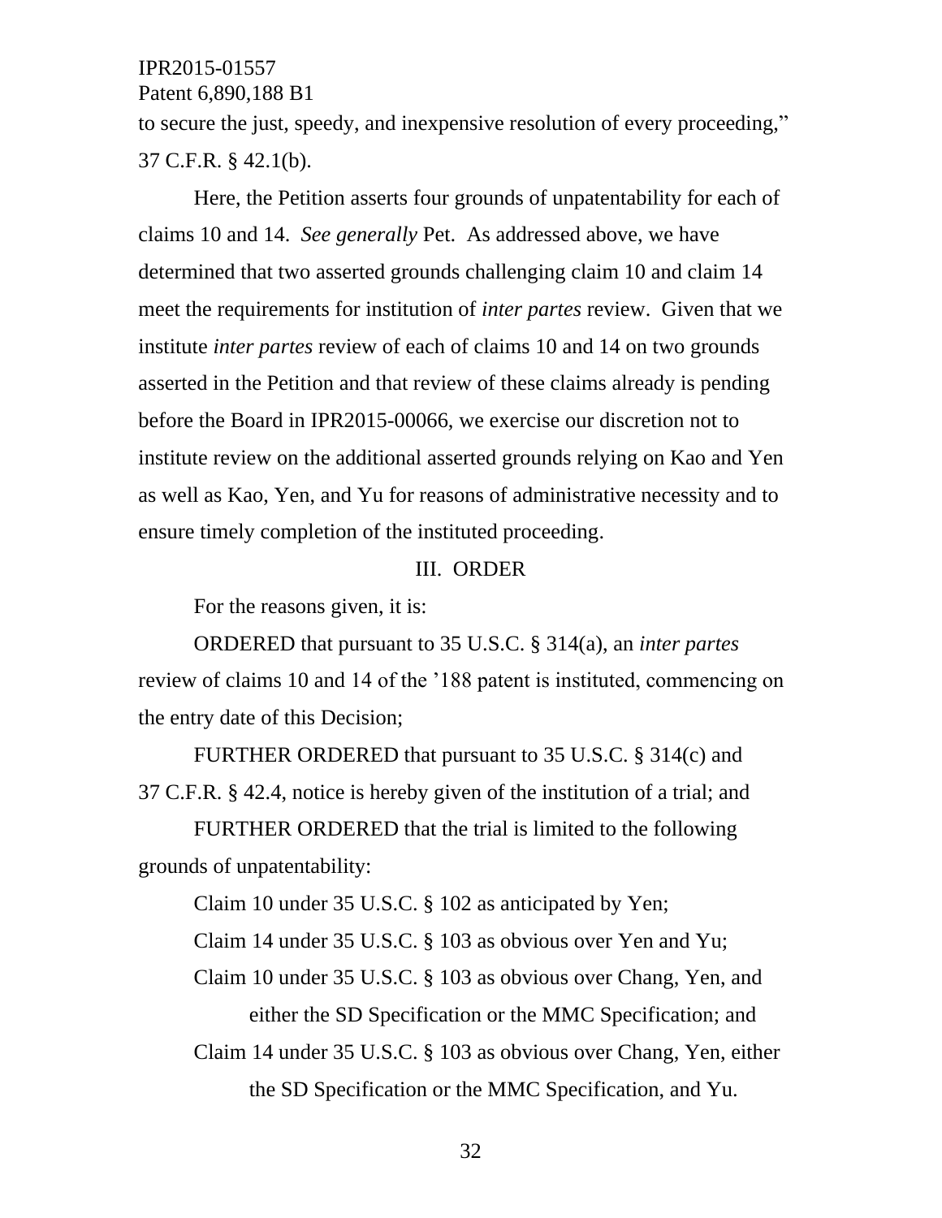to secure the just, speedy, and inexpensive resolution of every proceeding," 37 C.F.R. § 42.1(b).

Here, the Petition asserts four grounds of unpatentability for each of claims 10 and 14. *See generally* Pet. As addressed above, we have determined that two asserted grounds challenging claim 10 and claim 14 meet the requirements for institution of *inter partes* review. Given that we institute *inter partes* review of each of claims 10 and 14 on two grounds asserted in the Petition and that review of these claims already is pending before the Board in IPR2015-00066, we exercise our discretion not to institute review on the additional asserted grounds relying on Kao and Yen as well as Kao, Yen, and Yu for reasons of administrative necessity and to ensure timely completion of the instituted proceeding.

## III. ORDER

For the reasons given, it is:

ORDERED that pursuant to 35 U.S.C. § 314(a), an *inter partes* review of claims 10 and 14 of the '188 patent is instituted, commencing on the entry date of this Decision;

FURTHER ORDERED that pursuant to 35 U.S.C. § 314(c) and 37 C.F.R. § 42.4, notice is hereby given of the institution of a trial; and

FURTHER ORDERED that the trial is limited to the following grounds of unpatentability:

Claim 10 under 35 U.S.C. § 102 as anticipated by Yen;

Claim 14 under 35 U.S.C. § 103 as obvious over Yen and Yu;

Claim 10 under 35 U.S.C. § 103 as obvious over Chang, Yen, and either the SD Specification or the MMC Specification; and

Claim 14 under 35 U.S.C. § 103 as obvious over Chang, Yen, either the SD Specification or the MMC Specification, and Yu.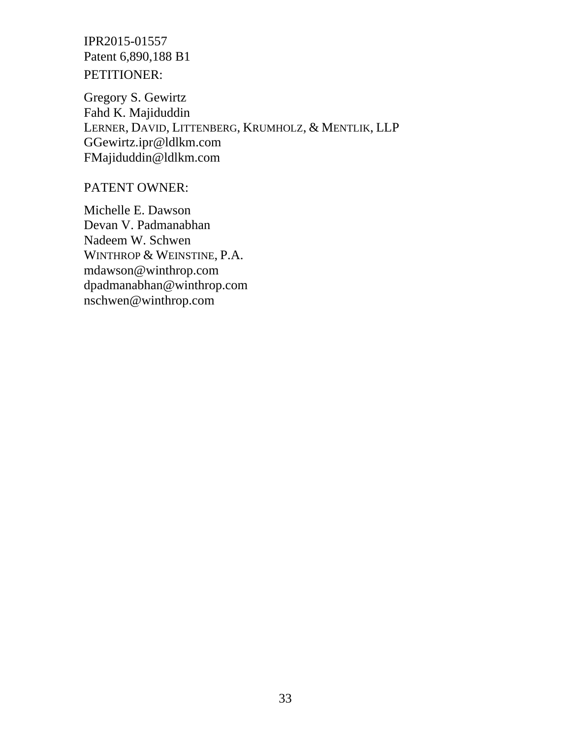PETITIONER:

Gregory S. Gewirtz
Fahd K. Majiduddin
LERNER, DAVID, LITTENBERG, KRUMHOLZ, & MENTLIK, LLP
GGewirtz.ipr@ldlkm.com
FMajiduddin@ldlkm.com

PATENT OWNER:

Michelle E. Dawson
Devan V. Padmanabhan
Nadeem W. Schwen
WINTHROP & WEINSTINE, P.A.
mdawson@winthrop.com
dpadmanabhan@winthrop.com
nschwen@winthrop.com